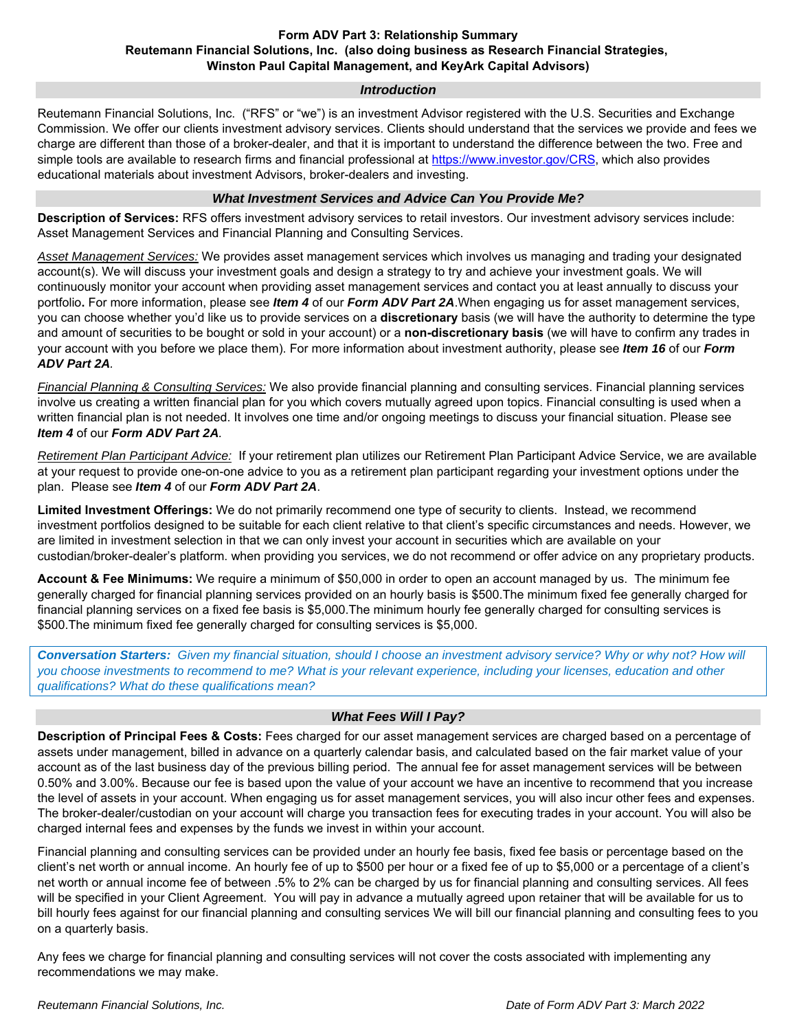# Form ADV Part 3: Relationship Summary
## Reutemann Financial Solutions, Inc. (also doing business as Research Financial Strategies, Winston Paul Capital Management, and KeyArk Capital Advisors)

### *Introduction*

Reutemann Financial Solutions, Inc. ("RFS" or "we") is an investment Advisor registered with the U.S. Securities and Exchange Commission. We offer our clients investment advisory services. Clients should understand that the services we provide and fees we charge are different than those of a broker-dealer, and that it is important to understand the difference between the two. Free and simple tools are available to research firms and financial professional at https://www.investor.gov/CRS, which also provides educational materials about investment Advisors, broker-dealers and investing.

### *What Investment Services and Advice Can You Provide Me?*

**Description of Services:** RFS offers investment advisory services to retail investors. Our investment advisory services include: Asset Management Services and Financial Planning and Consulting Services.

Asset Management Services: We provides asset management services which involves us managing and trading your designated account(s). We will discuss your investment goals and design a strategy to try and achieve your investment goals. We will continuously monitor your account when providing asset management services and contact you at least annually to discuss your portfolio**.** For more information, please see ***Item 4*** of our ***Form ADV Part 2A***.When engaging us for asset management services, you can choose whether you'd like us to provide services on a **discretionary** basis (we will have the authority to determine the type and amount of securities to be bought or sold in your account) or a **non-discretionary basis** (we will have to confirm any trades in your account with you before we place them). For more information about investment authority, please see ***Item 16*** of our ***Form ADV Part 2A***.

Financial Planning & Consulting Services: We also provide financial planning and consulting services. Financial planning services involve us creating a written financial plan for you which covers mutually agreed upon topics. Financial consulting is used when a written financial plan is not needed. It involves one time and/or ongoing meetings to discuss your financial situation. Please see ***Item 4*** of our ***Form ADV Part 2A***.

Retirement Plan Participant Advice: If your retirement plan utilizes our Retirement Plan Participant Advice Service, we are available at your request to provide one-on-one advice to you as a retirement plan participant regarding your investment options under the plan. Please see ***Item 4*** of our ***Form ADV Part 2A***.

**Limited Investment Offerings:** We do not primarily recommend one type of security to clients. Instead, we recommend investment portfolios designed to be suitable for each client relative to that client's specific circumstances and needs. However, we are limited in investment selection in that we can only invest your account in securities which are available on your custodian/broker-dealer's platform. when providing you services, we do not recommend or offer advice on any proprietary products.

**Account & Fee Minimums:** We require a minimum of $50,000 in order to open an account managed by us. The minimum fee generally charged for financial planning services provided on an hourly basis is $500.The minimum fixed fee generally charged for financial planning services on a fixed fee basis is $5,000.The minimum hourly fee generally charged for consulting services is $500.The minimum fixed fee generally charged for consulting services is $5,000.

> ***Conversation Starters:*** *Given my financial situation, should I choose an investment advisory service? Why or why not? How will you choose investments to recommend to me? What is your relevant experience, including your licenses, education and other qualifications? What do these qualifications mean?*

### *What Fees Will I Pay?*

**Description of Principal Fees & Costs:** Fees charged for our asset management services are charged based on a percentage of assets under management, billed in advance on a quarterly calendar basis, and calculated based on the fair market value of your account as of the last business day of the previous billing period. The annual fee for asset management services will be between 0.50% and 3.00%. Because our fee is based upon the value of your account we have an incentive to recommend that you increase the level of assets in your account. When engaging us for asset management services, you will also incur other fees and expenses. The broker-dealer/custodian on your account will charge you transaction fees for executing trades in your account. You will also be charged internal fees and expenses by the funds we invest in within your account.

Financial planning and consulting services can be provided under an hourly fee basis, fixed fee basis or percentage based on the client's net worth or annual income. An hourly fee of up to $500 per hour or a fixed fee of up to $5,000 or a percentage of a client's net worth or annual income fee of between .5% to 2% can be charged by us for financial planning and consulting services. All fees will be specified in your Client Agreement. You will pay in advance a mutually agreed upon retainer that will be available for us to bill hourly fees against for our financial planning and consulting services We will bill our financial planning and consulting fees to you on a quarterly basis.

Any fees we charge for financial planning and consulting services will not cover the costs associated with implementing any recommendations we may make.

*Reutemann Financial Solutions, Inc.* *Date of Form ADV Part 3: March 2022*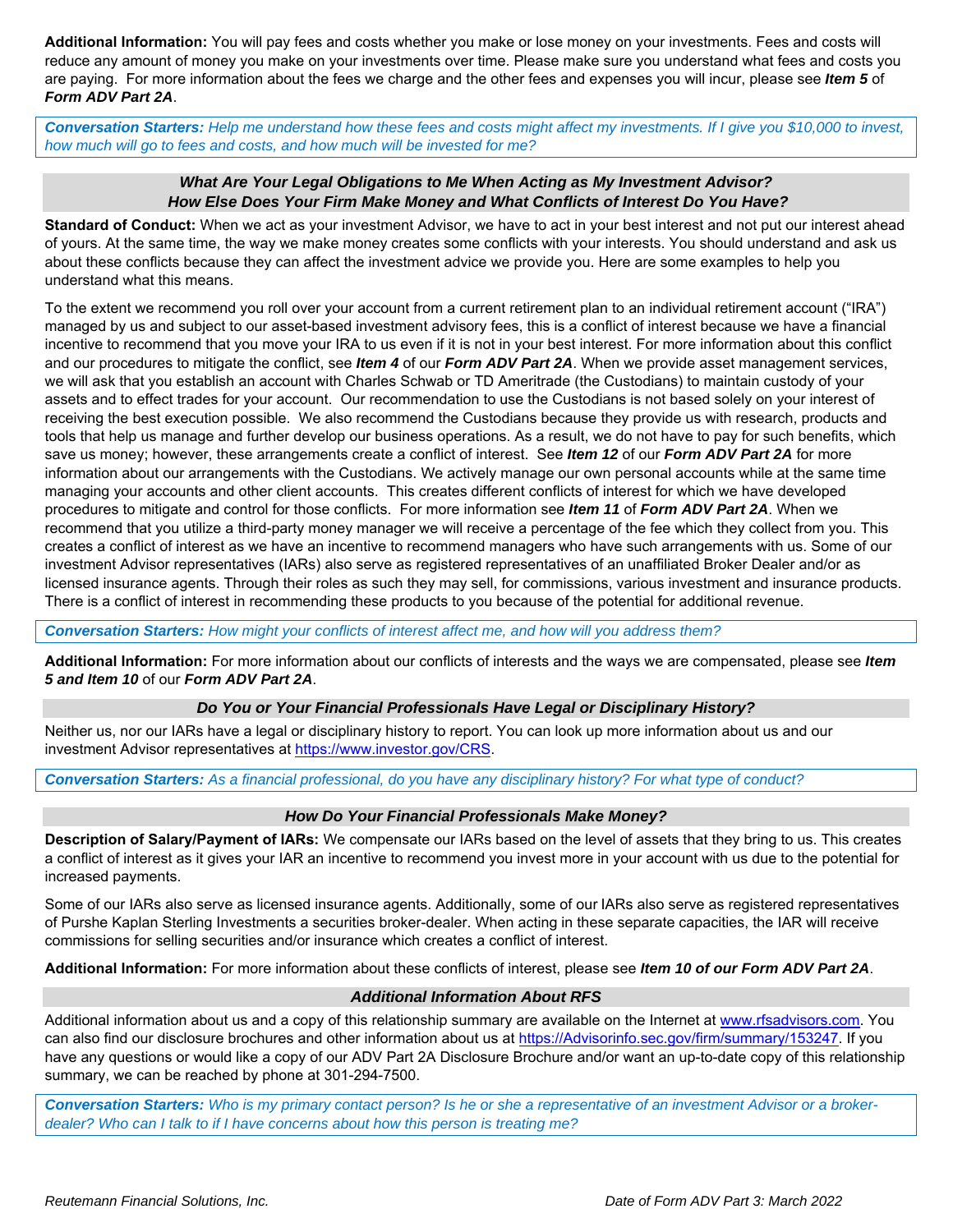**Additional Information:** You will pay fees and costs whether you make or lose money on your investments. Fees and costs will reduce any amount of money you make on your investments over time. Please make sure you understand what fees and costs you are paying. For more information about the fees we charge and the other fees and expenses you will incur, please see ***Item 5*** of ***Form ADV Part 2A***.

***Conversation Starters:*** *Help me understand how these fees and costs might affect my investments. If I give you $10,000 to invest, how much will go to fees and costs, and how much will be invested for me?*

### *What Are Your Legal Obligations to Me When Acting as My Investment Advisor?*
### *How Else Does Your Firm Make Money and What Conflicts of Interest Do You Have?*

**Standard of Conduct:** When we act as your investment Advisor, we have to act in your best interest and not put our interest ahead of yours. At the same time, the way we make money creates some conflicts with your interests. You should understand and ask us about these conflicts because they can affect the investment advice we provide you. Here are some examples to help you understand what this means.

To the extent we recommend you roll over your account from a current retirement plan to an individual retirement account ("IRA") managed by us and subject to our asset-based investment advisory fees, this is a conflict of interest because we have a financial incentive to recommend that you move your IRA to us even if it is not in your best interest. For more information about this conflict and our procedures to mitigate the conflict, see ***Item 4*** of our ***Form ADV Part 2A***. When we provide asset management services, we will ask that you establish an account with Charles Schwab or TD Ameritrade (the Custodians) to maintain custody of your assets and to effect trades for your account. Our recommendation to use the Custodians is not based solely on your interest of receiving the best execution possible. We also recommend the Custodians because they provide us with research, products and tools that help us manage and further develop our business operations. As a result, we do not have to pay for such benefits, which save us money; however, these arrangements create a conflict of interest. See ***Item 12*** of our ***Form ADV Part 2A*** for more information about our arrangements with the Custodians. We actively manage our own personal accounts while at the same time managing your accounts and other client accounts. This creates different conflicts of interest for which we have developed procedures to mitigate and control for those conflicts. For more information see ***Item 11*** of ***Form ADV Part 2A***. When we recommend that you utilize a third-party money manager we will receive a percentage of the fee which they collect from you. This creates a conflict of interest as we have an incentive to recommend managers who have such arrangements with us. Some of our investment Advisor representatives (IARs) also serve as registered representatives of an unaffiliated Broker Dealer and/or as licensed insurance agents. Through their roles as such they may sell, for commissions, various investment and insurance products. There is a conflict of interest in recommending these products to you because of the potential for additional revenue.

***Conversation Starters:*** *How might your conflicts of interest affect me, and how will you address them?*

**Additional Information:** For more information about our conflicts of interests and the ways we are compensated, please see ***Item 5 and Item 10*** of our ***Form ADV Part 2A***.

### *Do You or Your Financial Professionals Have Legal or Disciplinary History?*

Neither us, nor our IARs have a legal or disciplinary history to report. You can look up more information about us and our investment Advisor representatives at https://www.investor.gov/CRS.

***Conversation Starters:*** *As a financial professional, do you have any disciplinary history? For what type of conduct?*

### *How Do Your Financial Professionals Make Money?*

**Description of Salary/Payment of IARs:** We compensate our IARs based on the level of assets that they bring to us. This creates a conflict of interest as it gives your IAR an incentive to recommend you invest more in your account with us due to the potential for increased payments.

Some of our IARs also serve as licensed insurance agents. Additionally, some of our IARs also serve as registered representatives of Purshe Kaplan Sterling Investments a securities broker-dealer. When acting in these separate capacities, the IAR will receive commissions for selling securities and/or insurance which creates a conflict of interest.

**Additional Information:** For more information about these conflicts of interest, please see ***Item 10 of our Form ADV Part 2A***.

### *Additional Information About RFS*

Additional information about us and a copy of this relationship summary are available on the Internet at www.rfsadvisors.com. You can also find our disclosure brochures and other information about us at https://Advisorinfo.sec.gov/firm/summary/153247. If you have any questions or would like a copy of our ADV Part 2A Disclosure Brochure and/or want an up-to-date copy of this relationship summary, we can be reached by phone at 301-294-7500.

***Conversation Starters:*** *Who is my primary contact person? Is he or she a representative of an investment Advisor or a broker-dealer? Who can I talk to if I have concerns about how this person is treating me?*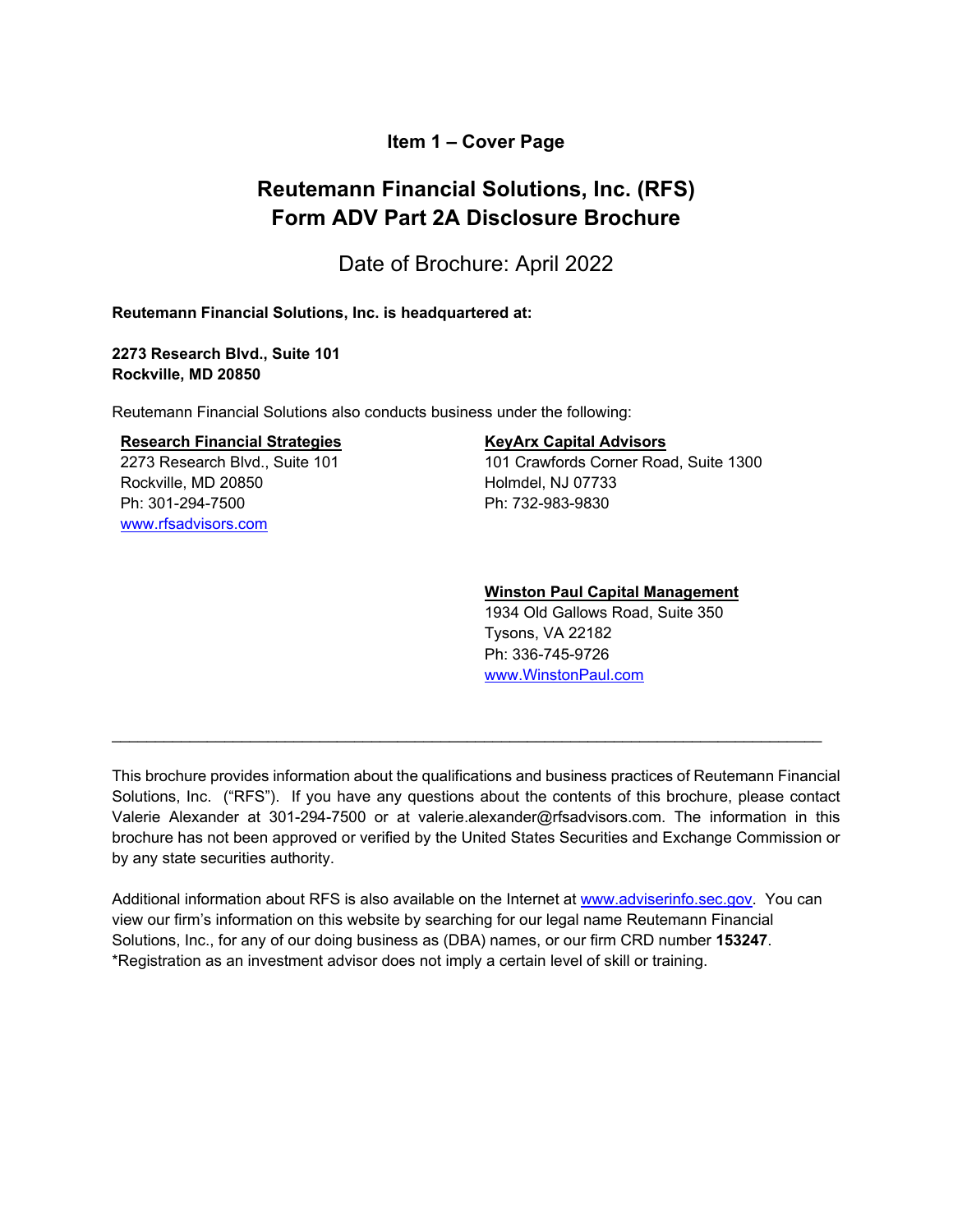# Item 1 – Cover Page

# Reutemann Financial Solutions, Inc. (RFS)
# Form ADV Part 2A Disclosure Brochure

Date of Brochure: April 2022

**Reutemann Financial Solutions, Inc. is headquartered at:**

**2273 Research Blvd., Suite 101**
**Rockville, MD 20850**

Reutemann Financial Solutions also conducts business under the following:

**Research Financial Strategies**
2273 Research Blvd., Suite 101
Rockville, MD 20850
Ph: 301-294-7500
www.rfsadvisors.com

**KeyArx Capital Advisors**
101 Crawfords Corner Road, Suite 1300
Holmdel, NJ 07733
Ph: 732-983-9830

**Winston Paul Capital Management**
1934 Old Gallows Road, Suite 350
Tysons, VA 22182
Ph: 336-745-9726
www.WinstonPaul.com

---

This brochure provides information about the qualifications and business practices of Reutemann Financial Solutions, Inc. ("RFS"). If you have any questions about the contents of this brochure, please contact Valerie Alexander at 301-294-7500 or at valerie.alexander@rfsadvisors.com. The information in this brochure has not been approved or verified by the United States Securities and Exchange Commission or by any state securities authority.

Additional information about RFS is also available on the Internet at www.adviserinfo.sec.gov. You can view our firm's information on this website by searching for our legal name Reutemann Financial Solutions, Inc., for any of our doing business as (DBA) names, or our firm CRD number **153247**.
*Registration as an investment advisor does not imply a certain level of skill or training.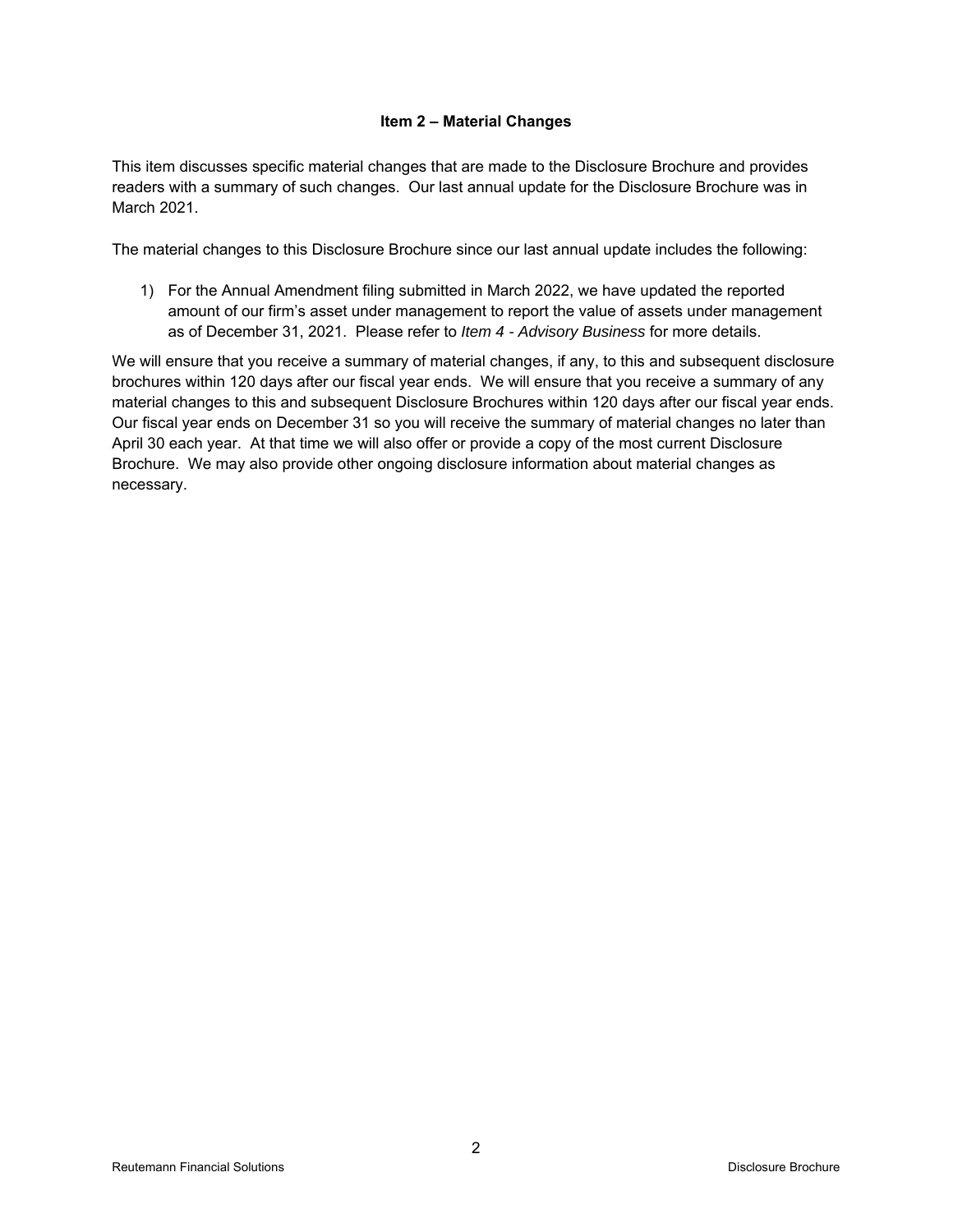## Item 2 – Material Changes

This item discusses specific material changes that are made to the Disclosure Brochure and provides readers with a summary of such changes. Our last annual update for the Disclosure Brochure was in March 2021.

The material changes to this Disclosure Brochure since our last annual update includes the following:

1) For the Annual Amendment filing submitted in March 2022, we have updated the reported amount of our firm's asset under management to report the value of assets under management as of December 31, 2021. Please refer to *Item 4 - Advisory Business* for more details.

We will ensure that you receive a summary of material changes, if any, to this and subsequent disclosure brochures within 120 days after our fiscal year ends. We will ensure that you receive a summary of any material changes to this and subsequent Disclosure Brochures within 120 days after our fiscal year ends. Our fiscal year ends on December 31 so you will receive the summary of material changes no later than April 30 each year. At that time we will also offer or provide a copy of the most current Disclosure Brochure. We may also provide other ongoing disclosure information about material changes as necessary.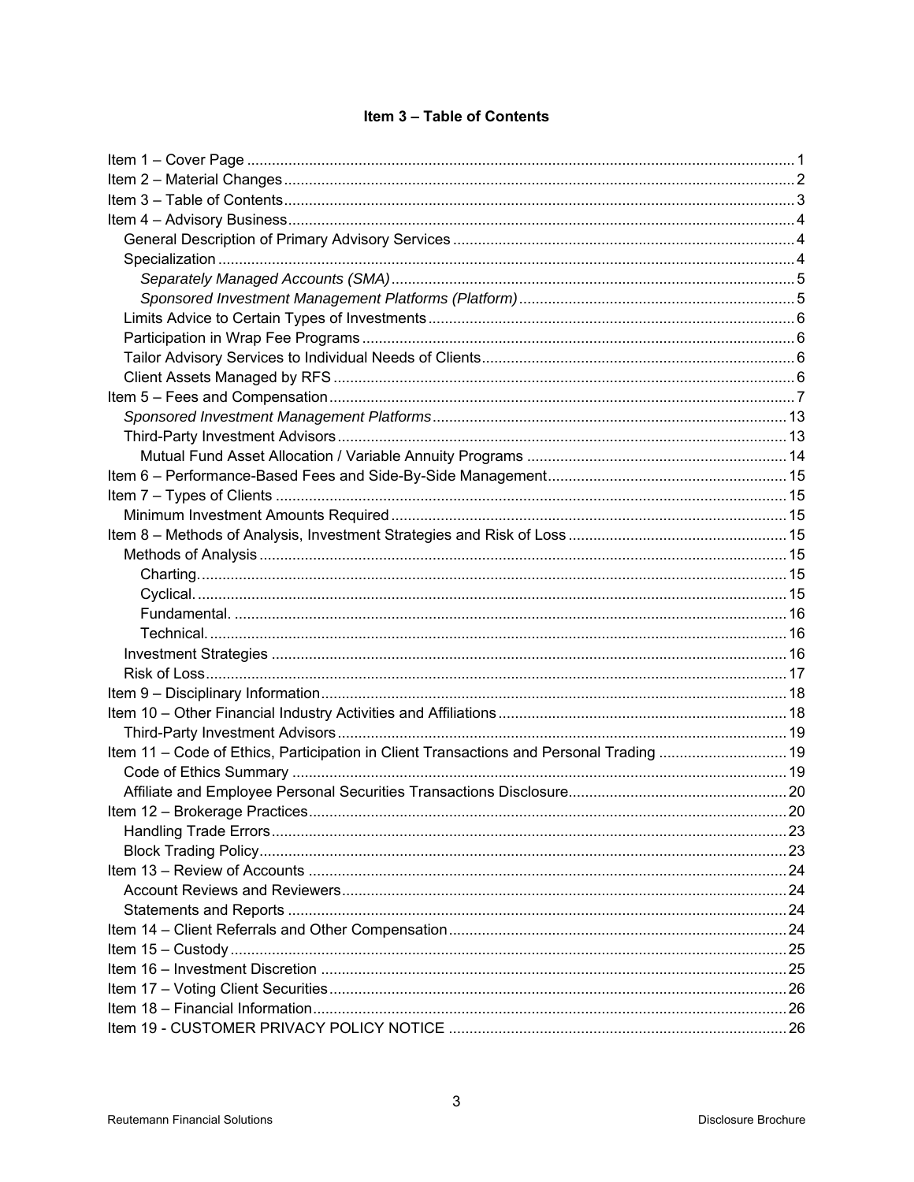## Item 3 – Table of Contents

Item 1 – Cover Page ... 1
Item 2 – Material Changes ... 2
Item 3 – Table of Contents ... 3
Item 4 – Advisory Business ... 4
- General Description of Primary Advisory Services ... 4
- Specialization ... 4
  - *Separately Managed Accounts (SMA)* ... 5
  - *Sponsored Investment Management Platforms (Platform)* ... 5
- Limits Advice to Certain Types of Investments ... 6
- Participation in Wrap Fee Programs ... 6
- Tailor Advisory Services to Individual Needs of Clients ... 6
- Client Assets Managed by RFS ... 6

Item 5 – Fees and Compensation ... 7
- *Sponsored Investment Management Platforms* ... 13
- Third-Party Investment Advisors ... 13
  - Mutual Fund Asset Allocation / Variable Annuity Programs ... 14

Item 6 – Performance-Based Fees and Side-By-Side Management ... 15
Item 7 – Types of Clients ... 15
- Minimum Investment Amounts Required ... 15

Item 8 – Methods of Analysis, Investment Strategies and Risk of Loss ... 15
- Methods of Analysis ... 15
  - Charting. ... 15
  - Cyclical. ... 15
  - Fundamental. ... 16
  - Technical. ... 16
- Investment Strategies ... 16
- Risk of Loss ... 17

Item 9 – Disciplinary Information ... 18
Item 10 – Other Financial Industry Activities and Affiliations ... 18
- Third-Party Investment Advisors ... 19

Item 11 – Code of Ethics, Participation in Client Transactions and Personal Trading ... 19
- Code of Ethics Summary ... 19
- Affiliate and Employee Personal Securities Transactions Disclosure ... 20

Item 12 – Brokerage Practices ... 20
- Handling Trade Errors ... 23
- Block Trading Policy ... 23

Item 13 – Review of Accounts ... 24
- Account Reviews and Reviewers ... 24
- Statements and Reports ... 24

Item 14 – Client Referrals and Other Compensation ... 24
Item 15 – Custody ... 25
Item 16 – Investment Discretion ... 25
Item 17 – Voting Client Securities ... 26
Item 18 – Financial Information ... 26
Item 19 - CUSTOMER PRIVACY POLICY NOTICE ... 26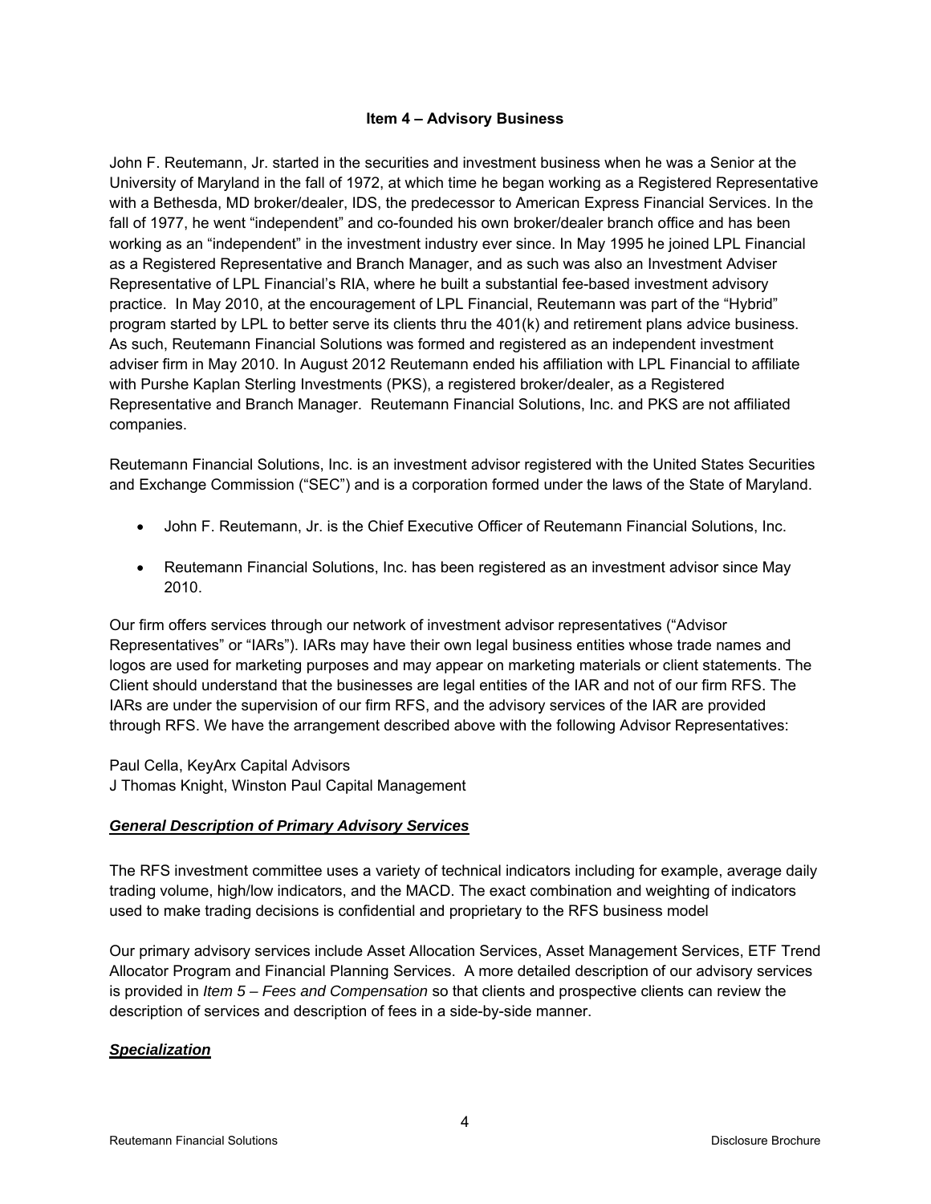## Item 4 – Advisory Business

John F. Reutemann, Jr. started in the securities and investment business when he was a Senior at the University of Maryland in the fall of 1972, at which time he began working as a Registered Representative with a Bethesda, MD broker/dealer, IDS, the predecessor to American Express Financial Services. In the fall of 1977, he went "independent" and co-founded his own broker/dealer branch office and has been working as an "independent" in the investment industry ever since. In May 1995 he joined LPL Financial as a Registered Representative and Branch Manager, and as such was also an Investment Adviser Representative of LPL Financial's RIA, where he built a substantial fee-based investment advisory practice. In May 2010, at the encouragement of LPL Financial, Reutemann was part of the "Hybrid" program started by LPL to better serve its clients thru the 401(k) and retirement plans advice business. As such, Reutemann Financial Solutions was formed and registered as an independent investment adviser firm in May 2010. In August 2012 Reutemann ended his affiliation with LPL Financial to affiliate with Purshe Kaplan Sterling Investments (PKS), a registered broker/dealer, as a Registered Representative and Branch Manager. Reutemann Financial Solutions, Inc. and PKS are not affiliated companies.

Reutemann Financial Solutions, Inc. is an investment advisor registered with the United States Securities and Exchange Commission ("SEC") and is a corporation formed under the laws of the State of Maryland.

- John F. Reutemann, Jr. is the Chief Executive Officer of Reutemann Financial Solutions, Inc.
- Reutemann Financial Solutions, Inc. has been registered as an investment advisor since May 2010.

Our firm offers services through our network of investment advisor representatives ("Advisor Representatives" or "IARs"). IARs may have their own legal business entities whose trade names and logos are used for marketing purposes and may appear on marketing materials or client statements. The Client should understand that the businesses are legal entities of the IAR and not of our firm RFS. The IARs are under the supervision of our firm RFS, and the advisory services of the IAR are provided through RFS. We have the arrangement described above with the following Advisor Representatives:

Paul Cella, KeyArx Capital Advisors
J Thomas Knight, Winston Paul Capital Management

### ***General Description of Primary Advisory Services***

The RFS investment committee uses a variety of technical indicators including for example, average daily trading volume, high/low indicators, and the MACD. The exact combination and weighting of indicators used to make trading decisions is confidential and proprietary to the RFS business model

Our primary advisory services include Asset Allocation Services, Asset Management Services, ETF Trend Allocator Program and Financial Planning Services. A more detailed description of our advisory services is provided in *Item 5 – Fees and Compensation* so that clients and prospective clients can review the description of services and description of fees in a side-by-side manner.

### ***Specialization***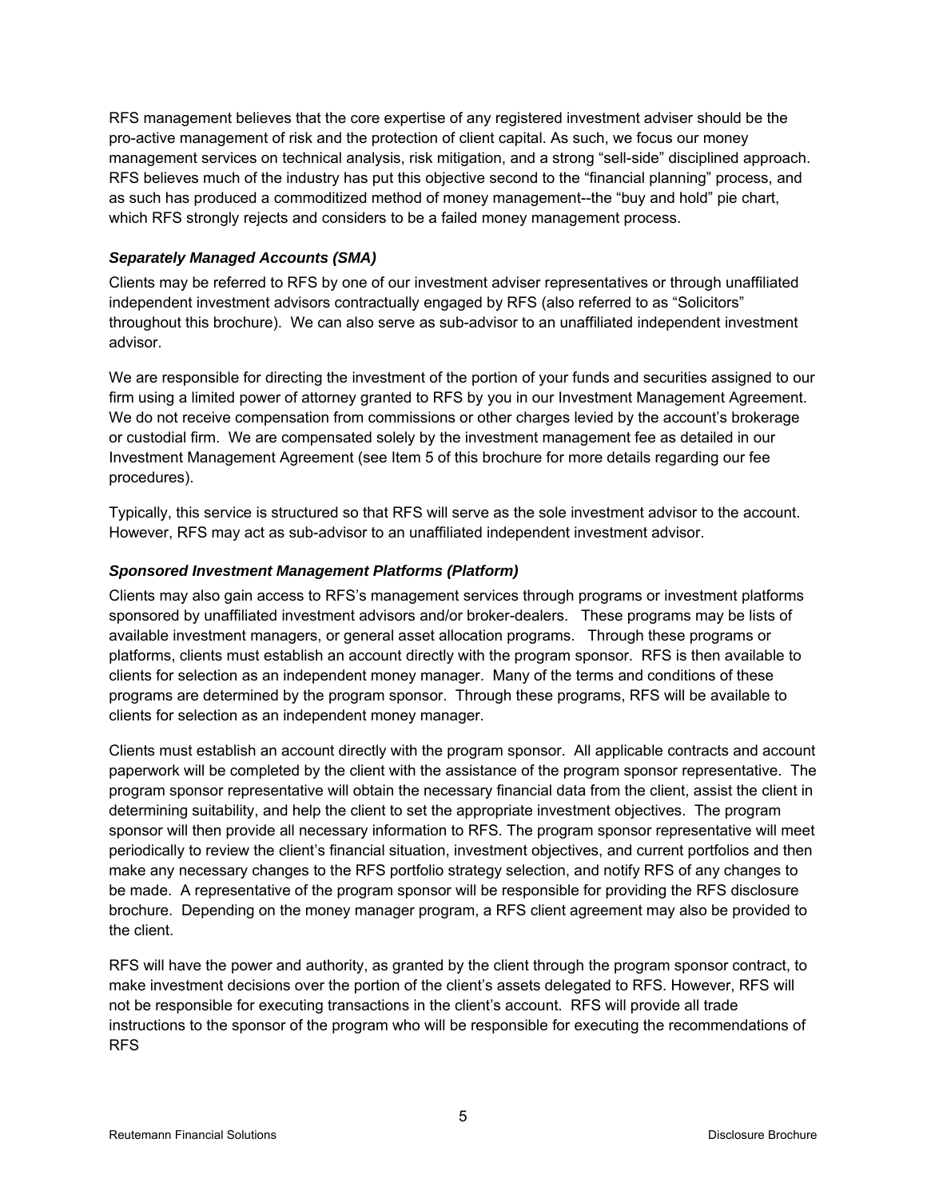RFS management believes that the core expertise of any registered investment adviser should be the pro-active management of risk and the protection of client capital. As such, we focus our money management services on technical analysis, risk mitigation, and a strong "sell-side" disciplined approach. RFS believes much of the industry has put this objective second to the "financial planning" process, and as such has produced a commoditized method of money management--the "buy and hold" pie chart, which RFS strongly rejects and considers to be a failed money management process.

### *Separately Managed Accounts (SMA)*

Clients may be referred to RFS by one of our investment adviser representatives or through unaffiliated independent investment advisors contractually engaged by RFS (also referred to as "Solicitors" throughout this brochure). We can also serve as sub-advisor to an unaffiliated independent investment advisor.

We are responsible for directing the investment of the portion of your funds and securities assigned to our firm using a limited power of attorney granted to RFS by you in our Investment Management Agreement. We do not receive compensation from commissions or other charges levied by the account's brokerage or custodial firm. We are compensated solely by the investment management fee as detailed in our Investment Management Agreement (see Item 5 of this brochure for more details regarding our fee procedures).

Typically, this service is structured so that RFS will serve as the sole investment advisor to the account. However, RFS may act as sub-advisor to an unaffiliated independent investment advisor.

### *Sponsored Investment Management Platforms (Platform)*

Clients may also gain access to RFS's management services through programs or investment platforms sponsored by unaffiliated investment advisors and/or broker-dealers. These programs may be lists of available investment managers, or general asset allocation programs. Through these programs or platforms, clients must establish an account directly with the program sponsor. RFS is then available to clients for selection as an independent money manager. Many of the terms and conditions of these programs are determined by the program sponsor. Through these programs, RFS will be available to clients for selection as an independent money manager.

Clients must establish an account directly with the program sponsor. All applicable contracts and account paperwork will be completed by the client with the assistance of the program sponsor representative. The program sponsor representative will obtain the necessary financial data from the client, assist the client in determining suitability, and help the client to set the appropriate investment objectives. The program sponsor will then provide all necessary information to RFS. The program sponsor representative will meet periodically to review the client's financial situation, investment objectives, and current portfolios and then make any necessary changes to the RFS portfolio strategy selection, and notify RFS of any changes to be made. A representative of the program sponsor will be responsible for providing the RFS disclosure brochure. Depending on the money manager program, a RFS client agreement may also be provided to the client.

RFS will have the power and authority, as granted by the client through the program sponsor contract, to make investment decisions over the portion of the client's assets delegated to RFS. However, RFS will not be responsible for executing transactions in the client's account. RFS will provide all trade instructions to the sponsor of the program who will be responsible for executing the recommendations of RFS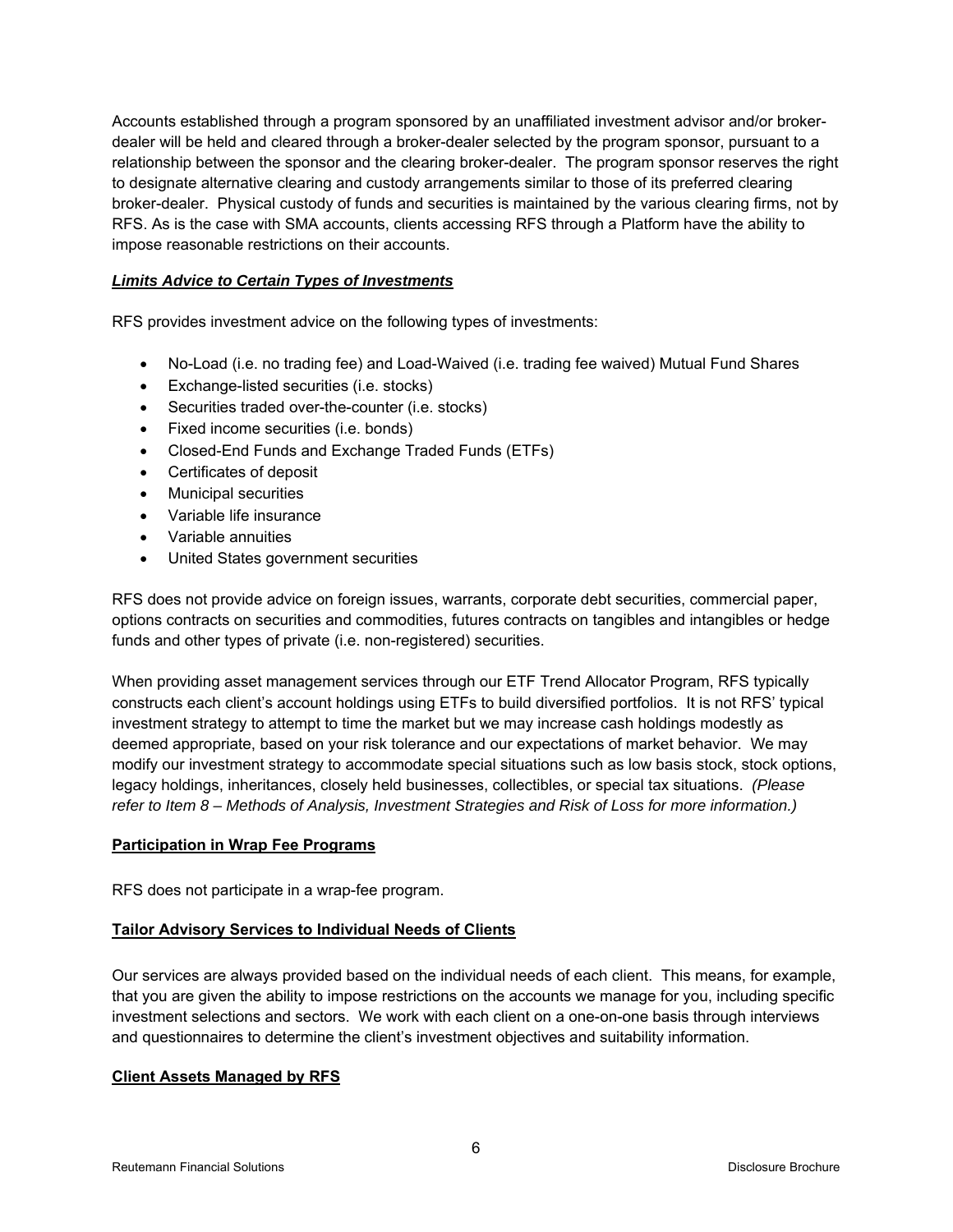Accounts established through a program sponsored by an unaffiliated investment advisor and/or broker-dealer will be held and cleared through a broker-dealer selected by the program sponsor, pursuant to a relationship between the sponsor and the clearing broker-dealer. The program sponsor reserves the right to designate alternative clearing and custody arrangements similar to those of its preferred clearing broker-dealer. Physical custody of funds and securities is maintained by the various clearing firms, not by RFS. As is the case with SMA accounts, clients accessing RFS through a Platform have the ability to impose reasonable restrictions on their accounts.

***Limits Advice to Certain Types of Investments***

RFS provides investment advice on the following types of investments:

- No-Load (i.e. no trading fee) and Load-Waived (i.e. trading fee waived) Mutual Fund Shares
- Exchange-listed securities (i.e. stocks)
- Securities traded over-the-counter (i.e. stocks)
- Fixed income securities (i.e. bonds)
- Closed-End Funds and Exchange Traded Funds (ETFs)
- Certificates of deposit
- Municipal securities
- Variable life insurance
- Variable annuities
- United States government securities

RFS does not provide advice on foreign issues, warrants, corporate debt securities, commercial paper, options contracts on securities and commodities, futures contracts on tangibles and intangibles or hedge funds and other types of private (i.e. non-registered) securities.

When providing asset management services through our ETF Trend Allocator Program, RFS typically constructs each client's account holdings using ETFs to build diversified portfolios. It is not RFS' typical investment strategy to attempt to time the market but we may increase cash holdings modestly as deemed appropriate, based on your risk tolerance and our expectations of market behavior. We may modify our investment strategy to accommodate special situations such as low basis stock, stock options, legacy holdings, inheritances, closely held businesses, collectibles, or special tax situations. *(Please refer to Item 8 – Methods of Analysis, Investment Strategies and Risk of Loss for more information.)*

**Participation in Wrap Fee Programs**

RFS does not participate in a wrap-fee program.

**Tailor Advisory Services to Individual Needs of Clients**

Our services are always provided based on the individual needs of each client. This means, for example, that you are given the ability to impose restrictions on the accounts we manage for you, including specific investment selections and sectors. We work with each client on a one-on-one basis through interviews and questionnaires to determine the client's investment objectives and suitability information.

**Client Assets Managed by RFS**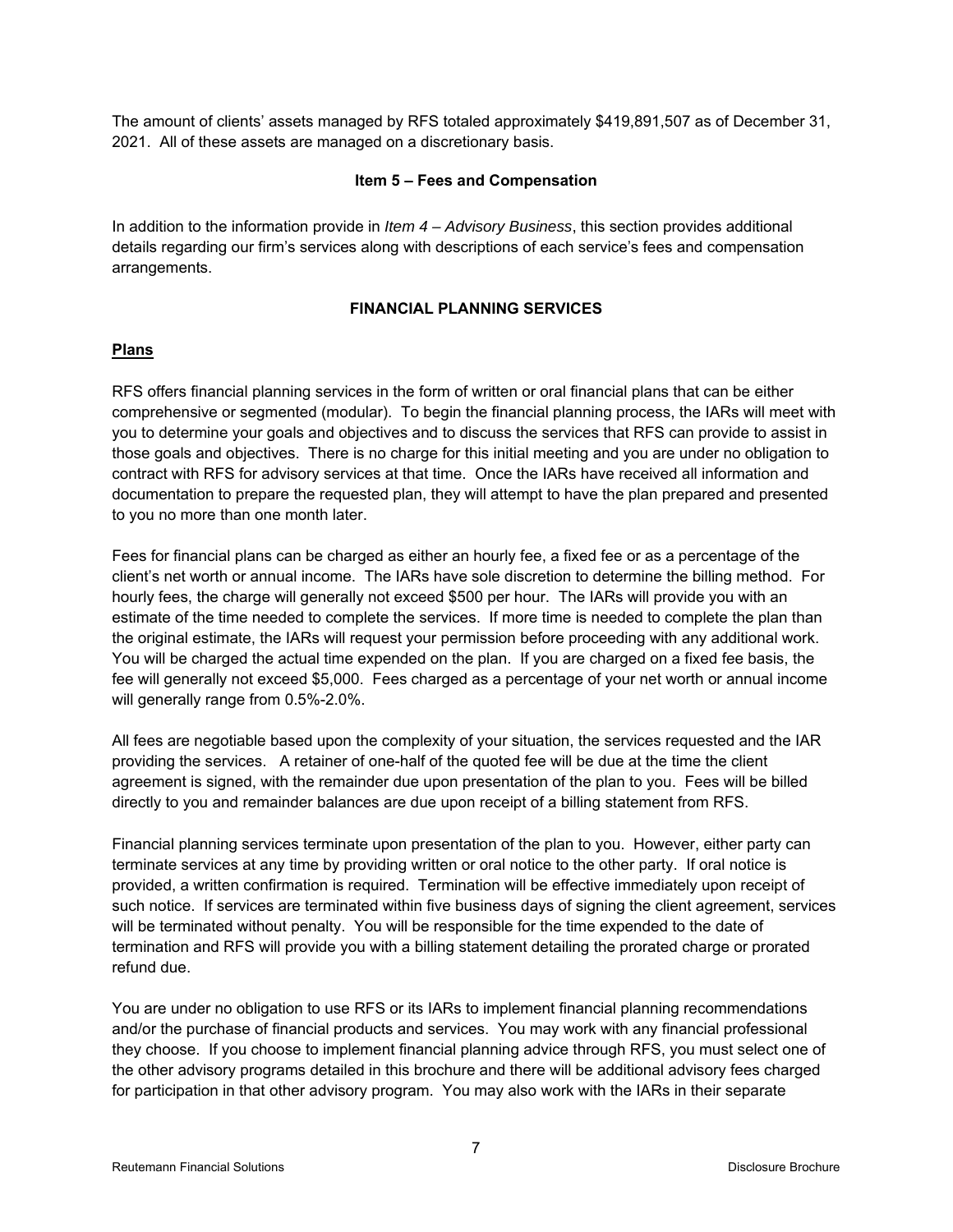The amount of clients' assets managed by RFS totaled approximately $419,891,507 as of December 31, 2021. All of these assets are managed on a discretionary basis.

## Item 5 – Fees and Compensation

In addition to the information provide in *Item 4 – Advisory Business*, this section provides additional details regarding our firm's services along with descriptions of each service's fees and compensation arrangements.

### FINANCIAL PLANNING SERVICES

**Plans**

RFS offers financial planning services in the form of written or oral financial plans that can be either comprehensive or segmented (modular). To begin the financial planning process, the IARs will meet with you to determine your goals and objectives and to discuss the services that RFS can provide to assist in those goals and objectives. There is no charge for this initial meeting and you are under no obligation to contract with RFS for advisory services at that time. Once the IARs have received all information and documentation to prepare the requested plan, they will attempt to have the plan prepared and presented to you no more than one month later.

Fees for financial plans can be charged as either an hourly fee, a fixed fee or as a percentage of the client's net worth or annual income. The IARs have sole discretion to determine the billing method. For hourly fees, the charge will generally not exceed $500 per hour. The IARs will provide you with an estimate of the time needed to complete the services. If more time is needed to complete the plan than the original estimate, the IARs will request your permission before proceeding with any additional work. You will be charged the actual time expended on the plan. If you are charged on a fixed fee basis, the fee will generally not exceed $5,000. Fees charged as a percentage of your net worth or annual income will generally range from 0.5%-2.0%.

All fees are negotiable based upon the complexity of your situation, the services requested and the IAR providing the services. A retainer of one-half of the quoted fee will be due at the time the client agreement is signed, with the remainder due upon presentation of the plan to you. Fees will be billed directly to you and remainder balances are due upon receipt of a billing statement from RFS.

Financial planning services terminate upon presentation of the plan to you. However, either party can terminate services at any time by providing written or oral notice to the other party. If oral notice is provided, a written confirmation is required. Termination will be effective immediately upon receipt of such notice. If services are terminated within five business days of signing the client agreement, services will be terminated without penalty. You will be responsible for the time expended to the date of termination and RFS will provide you with a billing statement detailing the prorated charge or prorated refund due.

You are under no obligation to use RFS or its IARs to implement financial planning recommendations and/or the purchase of financial products and services. You may work with any financial professional they choose. If you choose to implement financial planning advice through RFS, you must select one of the other advisory programs detailed in this brochure and there will be additional advisory fees charged for participation in that other advisory program. You may also work with the IARs in their separate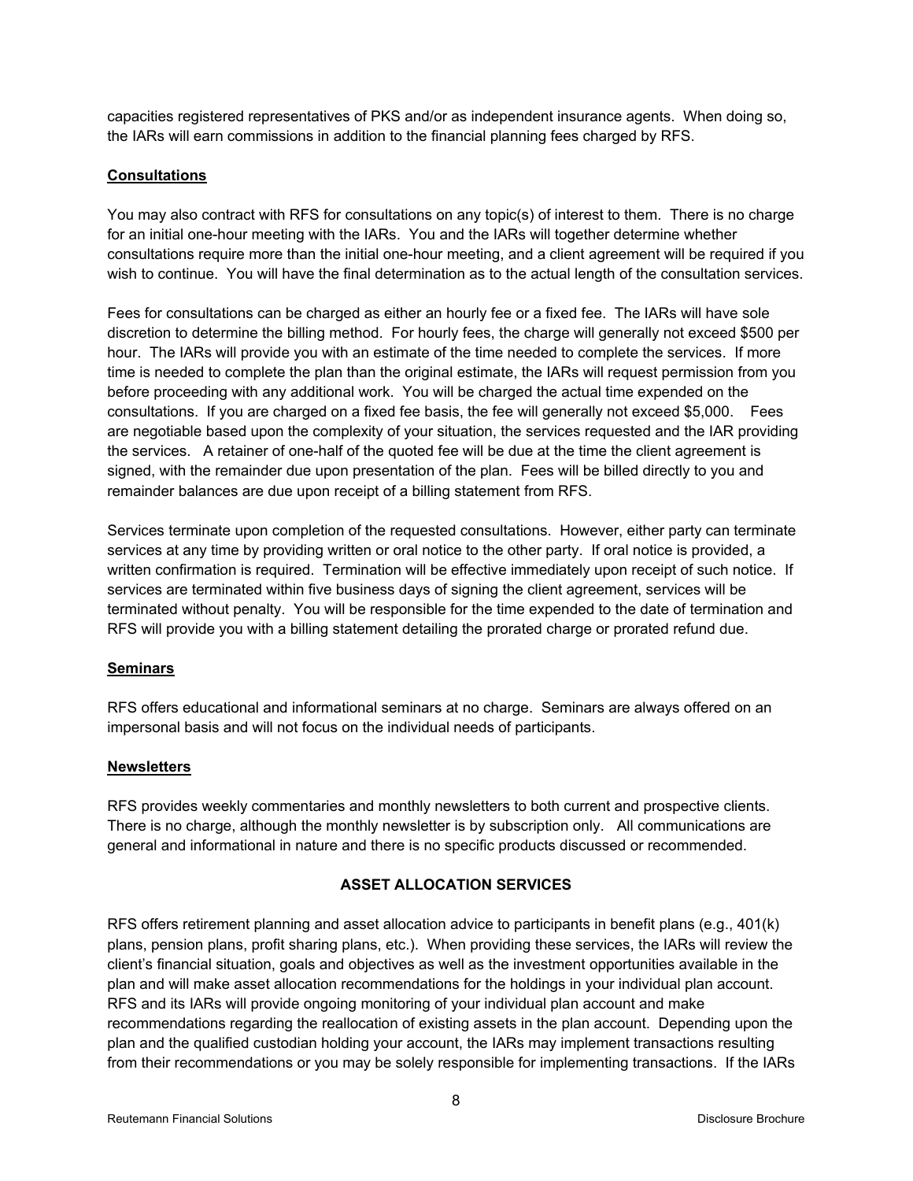capacities registered representatives of PKS and/or as independent insurance agents. When doing so, the IARs will earn commissions in addition to the financial planning fees charged by RFS.

**Consultations**

You may also contract with RFS for consultations on any topic(s) of interest to them. There is no charge for an initial one-hour meeting with the IARs. You and the IARs will together determine whether consultations require more than the initial one-hour meeting, and a client agreement will be required if you wish to continue. You will have the final determination as to the actual length of the consultation services.

Fees for consultations can be charged as either an hourly fee or a fixed fee. The IARs will have sole discretion to determine the billing method. For hourly fees, the charge will generally not exceed $500 per hour. The IARs will provide you with an estimate of the time needed to complete the services. If more time is needed to complete the plan than the original estimate, the IARs will request permission from you before proceeding with any additional work. You will be charged the actual time expended on the consultations. If you are charged on a fixed fee basis, the fee will generally not exceed $5,000. Fees are negotiable based upon the complexity of your situation, the services requested and the IAR providing the services. A retainer of one-half of the quoted fee will be due at the time the client agreement is signed, with the remainder due upon presentation of the plan. Fees will be billed directly to you and remainder balances are due upon receipt of a billing statement from RFS.

Services terminate upon completion of the requested consultations. However, either party can terminate services at any time by providing written or oral notice to the other party. If oral notice is provided, a written confirmation is required. Termination will be effective immediately upon receipt of such notice. If services are terminated within five business days of signing the client agreement, services will be terminated without penalty. You will be responsible for the time expended to the date of termination and RFS will provide you with a billing statement detailing the prorated charge or prorated refund due.

**Seminars**

RFS offers educational and informational seminars at no charge. Seminars are always offered on an impersonal basis and will not focus on the individual needs of participants.

**Newsletters**

RFS provides weekly commentaries and monthly newsletters to both current and prospective clients. There is no charge, although the monthly newsletter is by subscription only. All communications are general and informational in nature and there is no specific products discussed or recommended.

## ASSET ALLOCATION SERVICES

RFS offers retirement planning and asset allocation advice to participants in benefit plans (e.g., 401(k) plans, pension plans, profit sharing plans, etc.). When providing these services, the IARs will review the client's financial situation, goals and objectives as well as the investment opportunities available in the plan and will make asset allocation recommendations for the holdings in your individual plan account. RFS and its IARs will provide ongoing monitoring of your individual plan account and make recommendations regarding the reallocation of existing assets in the plan account. Depending upon the plan and the qualified custodian holding your account, the IARs may implement transactions resulting from their recommendations or you may be solely responsible for implementing transactions. If the IARs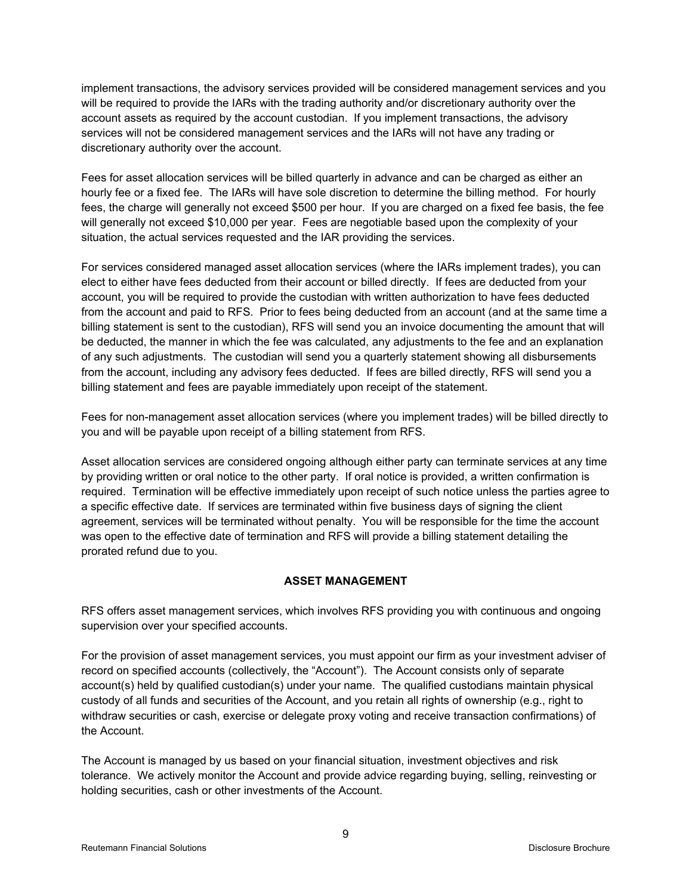implement transactions, the advisory services provided will be considered management services and you will be required to provide the IARs with the trading authority and/or discretionary authority over the account assets as required by the account custodian. If you implement transactions, the advisory services will not be considered management services and the IARs will not have any trading or discretionary authority over the account.

Fees for asset allocation services will be billed quarterly in advance and can be charged as either an hourly fee or a fixed fee. The IARs will have sole discretion to determine the billing method. For hourly fees, the charge will generally not exceed $500 per hour. If you are charged on a fixed fee basis, the fee will generally not exceed $10,000 per year. Fees are negotiable based upon the complexity of your situation, the actual services requested and the IAR providing the services.

For services considered managed asset allocation services (where the IARs implement trades), you can elect to either have fees deducted from their account or billed directly. If fees are deducted from your account, you will be required to provide the custodian with written authorization to have fees deducted from the account and paid to RFS. Prior to fees being deducted from an account (and at the same time a billing statement is sent to the custodian), RFS will send you an invoice documenting the amount that will be deducted, the manner in which the fee was calculated, any adjustments to the fee and an explanation of any such adjustments. The custodian will send you a quarterly statement showing all disbursements from the account, including any advisory fees deducted. If fees are billed directly, RFS will send you a billing statement and fees are payable immediately upon receipt of the statement.

Fees for non-management asset allocation services (where you implement trades) will be billed directly to you and will be payable upon receipt of a billing statement from RFS.

Asset allocation services are considered ongoing although either party can terminate services at any time by providing written or oral notice to the other party. If oral notice is provided, a written confirmation is required. Termination will be effective immediately upon receipt of such notice unless the parties agree to a specific effective date. If services are terminated within five business days of signing the client agreement, services will be terminated without penalty. You will be responsible for the time the account was open to the effective date of termination and RFS will provide a billing statement detailing the prorated refund due to you.

### ASSET MANAGEMENT

RFS offers asset management services, which involves RFS providing you with continuous and ongoing supervision over your specified accounts.

For the provision of asset management services, you must appoint our firm as your investment adviser of record on specified accounts (collectively, the "Account"). The Account consists only of separate account(s) held by qualified custodian(s) under your name. The qualified custodians maintain physical custody of all funds and securities of the Account, and you retain all rights of ownership (e.g., right to withdraw securities or cash, exercise or delegate proxy voting and receive transaction confirmations) of the Account.

The Account is managed by us based on your financial situation, investment objectives and risk tolerance. We actively monitor the Account and provide advice regarding buying, selling, reinvesting or holding securities, cash or other investments of the Account.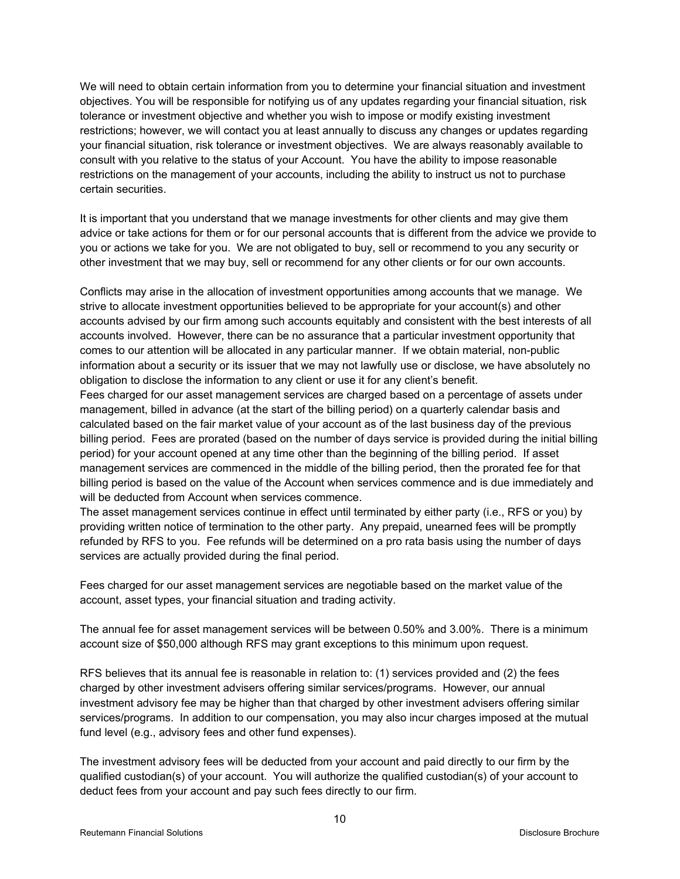We will need to obtain certain information from you to determine your financial situation and investment objectives. You will be responsible for notifying us of any updates regarding your financial situation, risk tolerance or investment objective and whether you wish to impose or modify existing investment restrictions; however, we will contact you at least annually to discuss any changes or updates regarding your financial situation, risk tolerance or investment objectives. We are always reasonably available to consult with you relative to the status of your Account. You have the ability to impose reasonable restrictions on the management of your accounts, including the ability to instruct us not to purchase certain securities.

It is important that you understand that we manage investments for other clients and may give them advice or take actions for them or for our personal accounts that is different from the advice we provide to you or actions we take for you. We are not obligated to buy, sell or recommend to you any security or other investment that we may buy, sell or recommend for any other clients or for our own accounts.

Conflicts may arise in the allocation of investment opportunities among accounts that we manage. We strive to allocate investment opportunities believed to be appropriate for your account(s) and other accounts advised by our firm among such accounts equitably and consistent with the best interests of all accounts involved. However, there can be no assurance that a particular investment opportunity that comes to our attention will be allocated in any particular manner. If we obtain material, non-public information about a security or its issuer that we may not lawfully use or disclose, we have absolutely no obligation to disclose the information to any client or use it for any client's benefit.

Fees charged for our asset management services are charged based on a percentage of assets under management, billed in advance (at the start of the billing period) on a quarterly calendar basis and calculated based on the fair market value of your account as of the last business day of the previous billing period. Fees are prorated (based on the number of days service is provided during the initial billing period) for your account opened at any time other than the beginning of the billing period. If asset management services are commenced in the middle of the billing period, then the prorated fee for that billing period is based on the value of the Account when services commence and is due immediately and will be deducted from Account when services commence.

The asset management services continue in effect until terminated by either party (i.e., RFS or you) by providing written notice of termination to the other party. Any prepaid, unearned fees will be promptly refunded by RFS to you. Fee refunds will be determined on a pro rata basis using the number of days services are actually provided during the final period.

Fees charged for our asset management services are negotiable based on the market value of the account, asset types, your financial situation and trading activity.

The annual fee for asset management services will be between 0.50% and 3.00%. There is a minimum account size of $50,000 although RFS may grant exceptions to this minimum upon request.

RFS believes that its annual fee is reasonable in relation to: (1) services provided and (2) the fees charged by other investment advisers offering similar services/programs. However, our annual investment advisory fee may be higher than that charged by other investment advisers offering similar services/programs. In addition to our compensation, you may also incur charges imposed at the mutual fund level (e.g., advisory fees and other fund expenses).

The investment advisory fees will be deducted from your account and paid directly to our firm by the qualified custodian(s) of your account. You will authorize the qualified custodian(s) of your account to deduct fees from your account and pay such fees directly to our firm.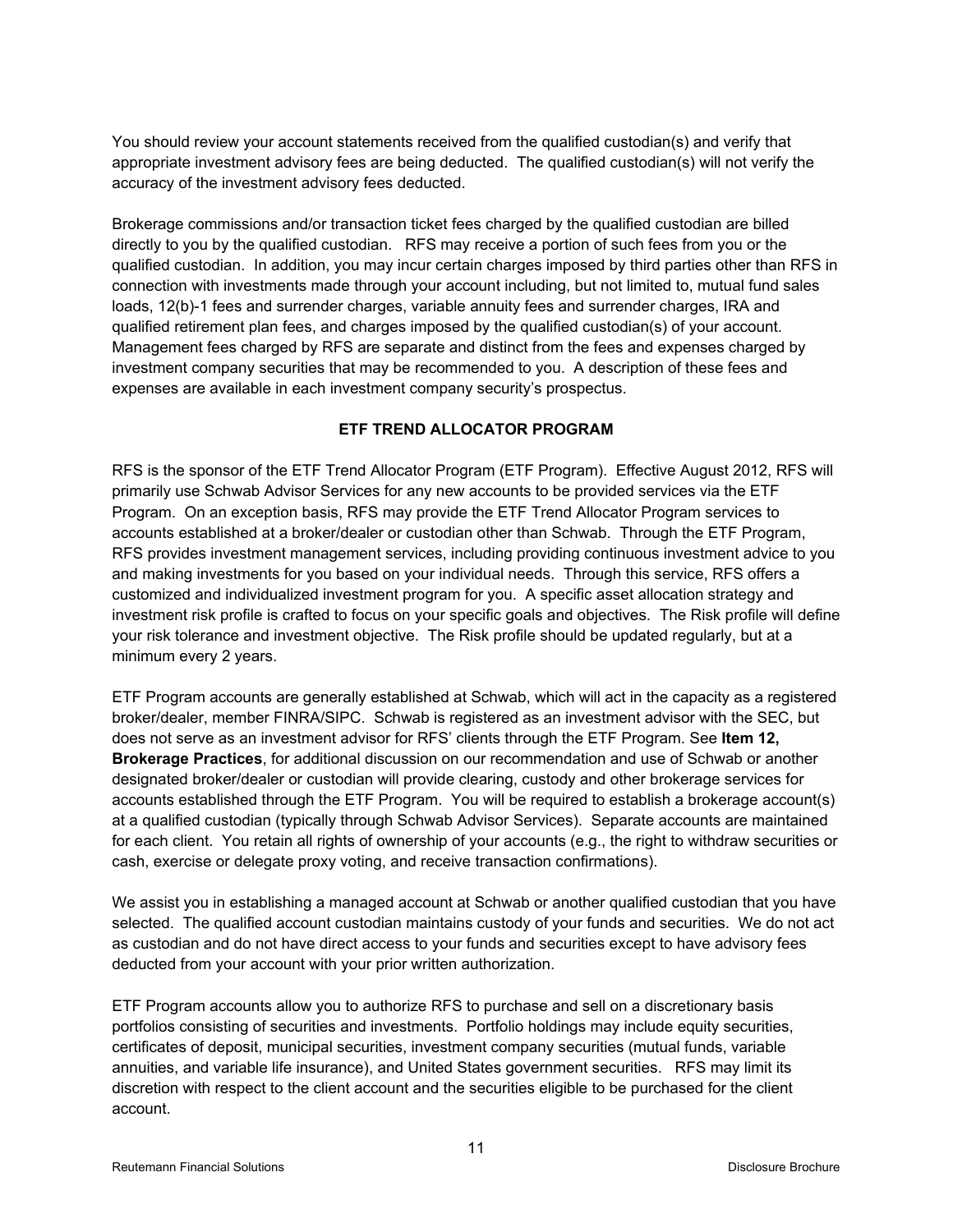You should review your account statements received from the qualified custodian(s) and verify that appropriate investment advisory fees are being deducted. The qualified custodian(s) will not verify the accuracy of the investment advisory fees deducted.

Brokerage commissions and/or transaction ticket fees charged by the qualified custodian are billed directly to you by the qualified custodian. RFS may receive a portion of such fees from you or the qualified custodian. In addition, you may incur certain charges imposed by third parties other than RFS in connection with investments made through your account including, but not limited to, mutual fund sales loads, 12(b)-1 fees and surrender charges, variable annuity fees and surrender charges, IRA and qualified retirement plan fees, and charges imposed by the qualified custodian(s) of your account. Management fees charged by RFS are separate and distinct from the fees and expenses charged by investment company securities that may be recommended to you. A description of these fees and expenses are available in each investment company security's prospectus.

## ETF TREND ALLOCATOR PROGRAM

RFS is the sponsor of the ETF Trend Allocator Program (ETF Program). Effective August 2012, RFS will primarily use Schwab Advisor Services for any new accounts to be provided services via the ETF Program. On an exception basis, RFS may provide the ETF Trend Allocator Program services to accounts established at a broker/dealer or custodian other than Schwab. Through the ETF Program, RFS provides investment management services, including providing continuous investment advice to you and making investments for you based on your individual needs. Through this service, RFS offers a customized and individualized investment program for you. A specific asset allocation strategy and investment risk profile is crafted to focus on your specific goals and objectives. The Risk profile will define your risk tolerance and investment objective. The Risk profile should be updated regularly, but at a minimum every 2 years.

ETF Program accounts are generally established at Schwab, which will act in the capacity as a registered broker/dealer, member FINRA/SIPC. Schwab is registered as an investment advisor with the SEC, but does not serve as an investment advisor for RFS' clients through the ETF Program. See **Item 12, Brokerage Practices**, for additional discussion on our recommendation and use of Schwab or another designated broker/dealer or custodian will provide clearing, custody and other brokerage services for accounts established through the ETF Program. You will be required to establish a brokerage account(s) at a qualified custodian (typically through Schwab Advisor Services). Separate accounts are maintained for each client. You retain all rights of ownership of your accounts (e.g., the right to withdraw securities or cash, exercise or delegate proxy voting, and receive transaction confirmations).

We assist you in establishing a managed account at Schwab or another qualified custodian that you have selected. The qualified account custodian maintains custody of your funds and securities. We do not act as custodian and do not have direct access to your funds and securities except to have advisory fees deducted from your account with your prior written authorization.

ETF Program accounts allow you to authorize RFS to purchase and sell on a discretionary basis portfolios consisting of securities and investments. Portfolio holdings may include equity securities, certificates of deposit, municipal securities, investment company securities (mutual funds, variable annuities, and variable life insurance), and United States government securities. RFS may limit its discretion with respect to the client account and the securities eligible to be purchased for the client account.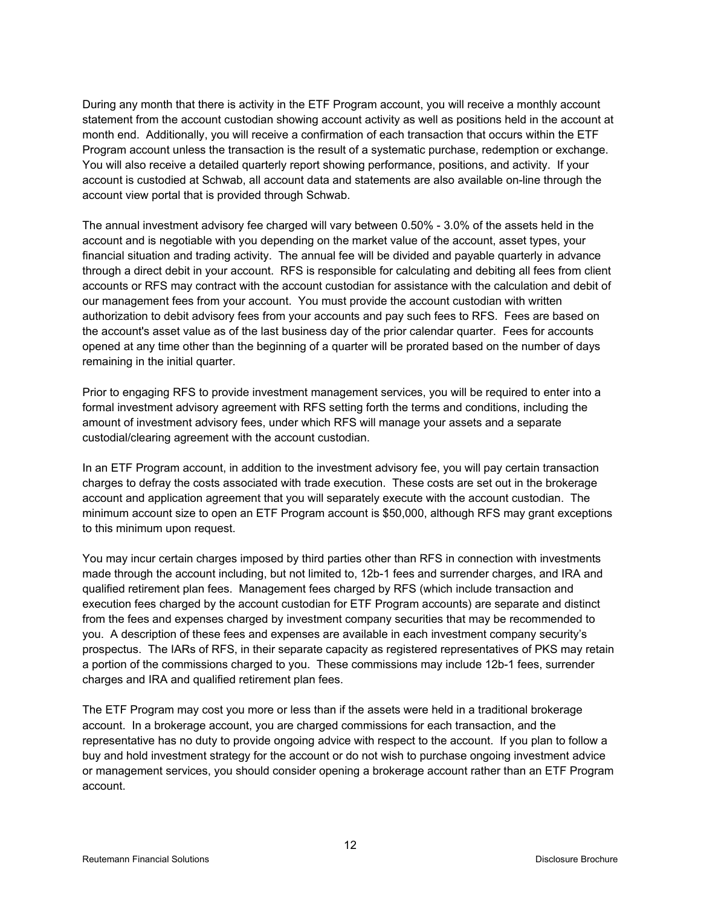During any month that there is activity in the ETF Program account, you will receive a monthly account statement from the account custodian showing account activity as well as positions held in the account at month end. Additionally, you will receive a confirmation of each transaction that occurs within the ETF Program account unless the transaction is the result of a systematic purchase, redemption or exchange. You will also receive a detailed quarterly report showing performance, positions, and activity. If your account is custodied at Schwab, all account data and statements are also available on-line through the account view portal that is provided through Schwab.

The annual investment advisory fee charged will vary between 0.50% - 3.0% of the assets held in the account and is negotiable with you depending on the market value of the account, asset types, your financial situation and trading activity. The annual fee will be divided and payable quarterly in advance through a direct debit in your account. RFS is responsible for calculating and debiting all fees from client accounts or RFS may contract with the account custodian for assistance with the calculation and debit of our management fees from your account. You must provide the account custodian with written authorization to debit advisory fees from your accounts and pay such fees to RFS. Fees are based on the account's asset value as of the last business day of the prior calendar quarter. Fees for accounts opened at any time other than the beginning of a quarter will be prorated based on the number of days remaining in the initial quarter.

Prior to engaging RFS to provide investment management services, you will be required to enter into a formal investment advisory agreement with RFS setting forth the terms and conditions, including the amount of investment advisory fees, under which RFS will manage your assets and a separate custodial/clearing agreement with the account custodian.

In an ETF Program account, in addition to the investment advisory fee, you will pay certain transaction charges to defray the costs associated with trade execution. These costs are set out in the brokerage account and application agreement that you will separately execute with the account custodian. The minimum account size to open an ETF Program account is $50,000, although RFS may grant exceptions to this minimum upon request.

You may incur certain charges imposed by third parties other than RFS in connection with investments made through the account including, but not limited to, 12b-1 fees and surrender charges, and IRA and qualified retirement plan fees. Management fees charged by RFS (which include transaction and execution fees charged by the account custodian for ETF Program accounts) are separate and distinct from the fees and expenses charged by investment company securities that may be recommended to you. A description of these fees and expenses are available in each investment company security's prospectus. The IARs of RFS, in their separate capacity as registered representatives of PKS may retain a portion of the commissions charged to you. These commissions may include 12b-1 fees, surrender charges and IRA and qualified retirement plan fees.

The ETF Program may cost you more or less than if the assets were held in a traditional brokerage account. In a brokerage account, you are charged commissions for each transaction, and the representative has no duty to provide ongoing advice with respect to the account. If you plan to follow a buy and hold investment strategy for the account or do not wish to purchase ongoing investment advice or management services, you should consider opening a brokerage account rather than an ETF Program account.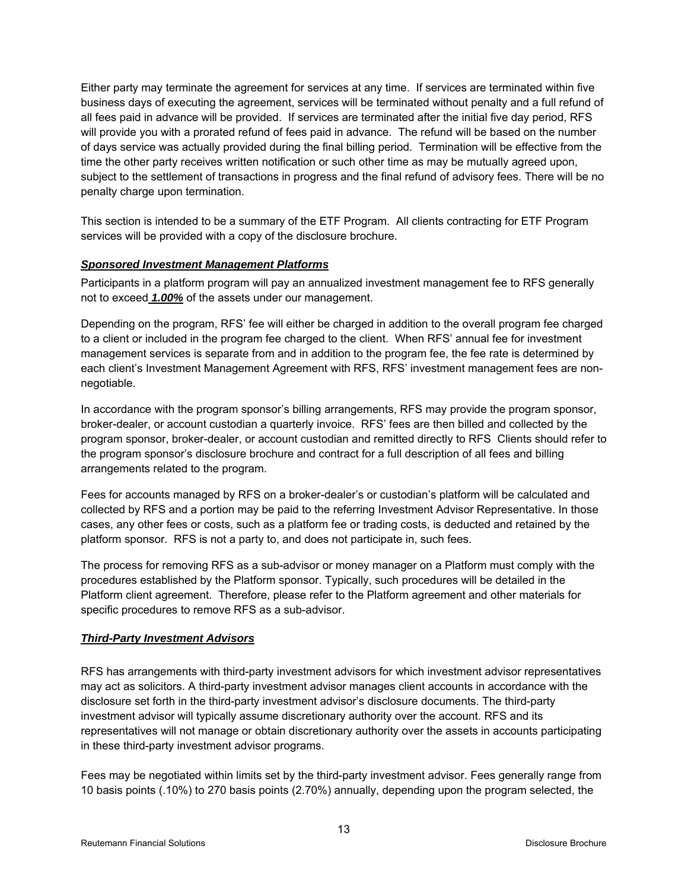Either party may terminate the agreement for services at any time. If services are terminated within five business days of executing the agreement, services will be terminated without penalty and a full refund of all fees paid in advance will be provided. If services are terminated after the initial five day period, RFS will provide you with a prorated refund of fees paid in advance. The refund will be based on the number of days service was actually provided during the final billing period. Termination will be effective from the time the other party receives written notification or such other time as may be mutually agreed upon, subject to the settlement of transactions in progress and the final refund of advisory fees. There will be no penalty charge upon termination.

This section is intended to be a summary of the ETF Program. All clients contracting for ETF Program services will be provided with a copy of the disclosure brochure.

***Sponsored Investment Management Platforms***

Participants in a platform program will pay an annualized investment management fee to RFS generally not to exceed ***1.00%*** of the assets under our management.

Depending on the program, RFS' fee will either be charged in addition to the overall program fee charged to a client or included in the program fee charged to the client. When RFS' annual fee for investment management services is separate from and in addition to the program fee, the fee rate is determined by each client's Investment Management Agreement with RFS, RFS' investment management fees are non-negotiable.

In accordance with the program sponsor's billing arrangements, RFS may provide the program sponsor, broker-dealer, or account custodian a quarterly invoice. RFS' fees are then billed and collected by the program sponsor, broker-dealer, or account custodian and remitted directly to RFS Clients should refer to the program sponsor's disclosure brochure and contract for a full description of all fees and billing arrangements related to the program.

Fees for accounts managed by RFS on a broker-dealer's or custodian's platform will be calculated and collected by RFS and a portion may be paid to the referring Investment Advisor Representative. In those cases, any other fees or costs, such as a platform fee or trading costs, is deducted and retained by the platform sponsor. RFS is not a party to, and does not participate in, such fees.

The process for removing RFS as a sub-advisor or money manager on a Platform must comply with the procedures established by the Platform sponsor. Typically, such procedures will be detailed in the Platform client agreement. Therefore, please refer to the Platform agreement and other materials for specific procedures to remove RFS as a sub-advisor.

***Third-Party Investment Advisors***

RFS has arrangements with third-party investment advisors for which investment advisor representatives may act as solicitors. A third-party investment advisor manages client accounts in accordance with the disclosure set forth in the third-party investment advisor's disclosure documents. The third-party investment advisor will typically assume discretionary authority over the account. RFS and its representatives will not manage or obtain discretionary authority over the assets in accounts participating in these third-party investment advisor programs.

Fees may be negotiated within limits set by the third-party investment advisor. Fees generally range from 10 basis points (.10%) to 270 basis points (2.70%) annually, depending upon the program selected, the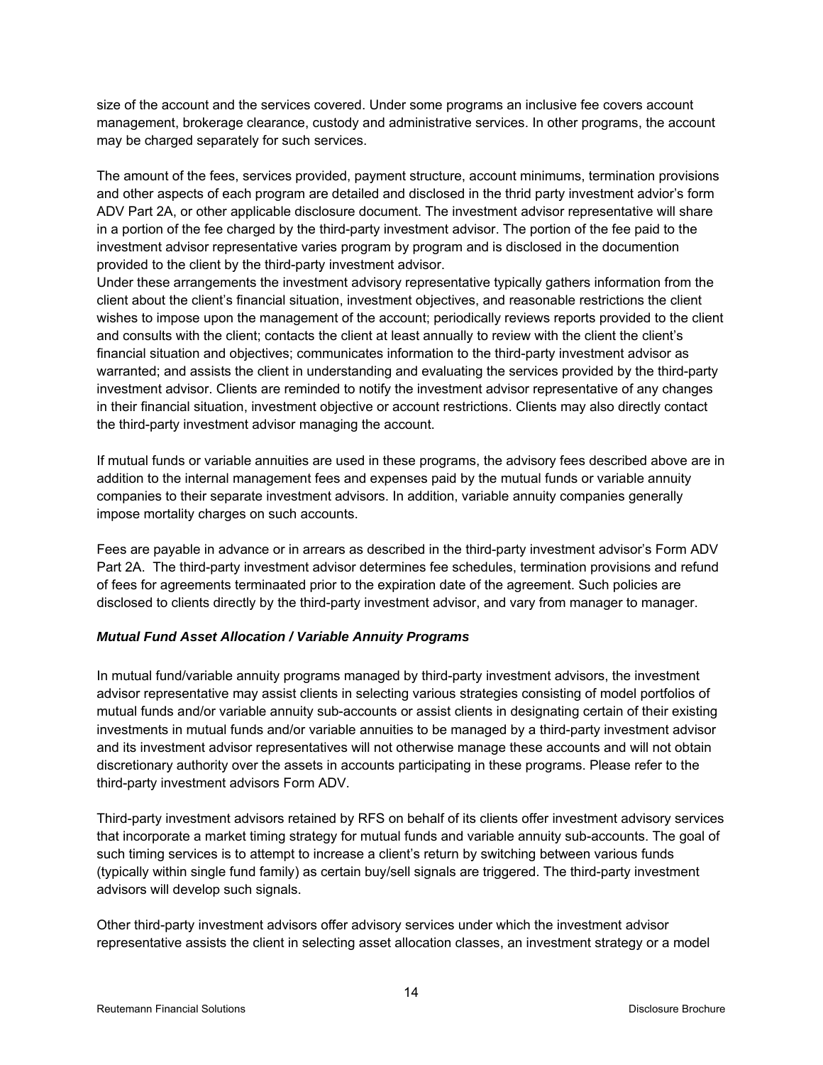size of the account and the services covered. Under some programs an inclusive fee covers account management, brokerage clearance, custody and administrative services. In other programs, the account may be charged separately for such services.

The amount of the fees, services provided, payment structure, account minimums, termination provisions and other aspects of each program are detailed and disclosed in the thrid party investment advior's form ADV Part 2A, or other applicable disclosure document. The investment advisor representative will share in a portion of the fee charged by the third-party investment advisor. The portion of the fee paid to the investment advisor representative varies program by program and is disclosed in the documention provided to the client by the third-party investment advisor.

Under these arrangements the investment advisory representative typically gathers information from the client about the client's financial situation, investment objectives, and reasonable restrictions the client wishes to impose upon the management of the account; periodically reviews reports provided to the client and consults with the client; contacts the client at least annually to review with the client the client's financial situation and objectives; communicates information to the third-party investment advisor as warranted; and assists the client in understanding and evaluating the services provided by the third-party investment advisor. Clients are reminded to notify the investment advisor representative of any changes in their financial situation, investment objective or account restrictions. Clients may also directly contact the third-party investment advisor managing the account.

If mutual funds or variable annuities are used in these programs, the advisory fees described above are in addition to the internal management fees and expenses paid by the mutual funds or variable annuity companies to their separate investment advisors. In addition, variable annuity companies generally impose mortality charges on such accounts.

Fees are payable in advance or in arrears as described in the third-party investment advisor's Form ADV Part 2A. The third-party investment advisor determines fee schedules, termination provisions and refund of fees for agreements terminaated prior to the expiration date of the agreement. Such policies are disclosed to clients directly by the third-party investment advisor, and vary from manager to manager.

***Mutual Fund Asset Allocation / Variable Annuity Programs***

In mutual fund/variable annuity programs managed by third-party investment advisors, the investment advisor representative may assist clients in selecting various strategies consisting of model portfolios of mutual funds and/or variable annuity sub-accounts or assist clients in designating certain of their existing investments in mutual funds and/or variable annuities to be managed by a third-party investment advisor and its investment advisor representatives will not otherwise manage these accounts and will not obtain discretionary authority over the assets in accounts participating in these programs. Please refer to the third-party investment advisors Form ADV.

Third-party investment advisors retained by RFS on behalf of its clients offer investment advisory services that incorporate a market timing strategy for mutual funds and variable annuity sub-accounts. The goal of such timing services is to attempt to increase a client's return by switching between various funds (typically within single fund family) as certain buy/sell signals are triggered. The third-party investment advisors will develop such signals.

Other third-party investment advisors offer advisory services under which the investment advisor representative assists the client in selecting asset allocation classes, an investment strategy or a model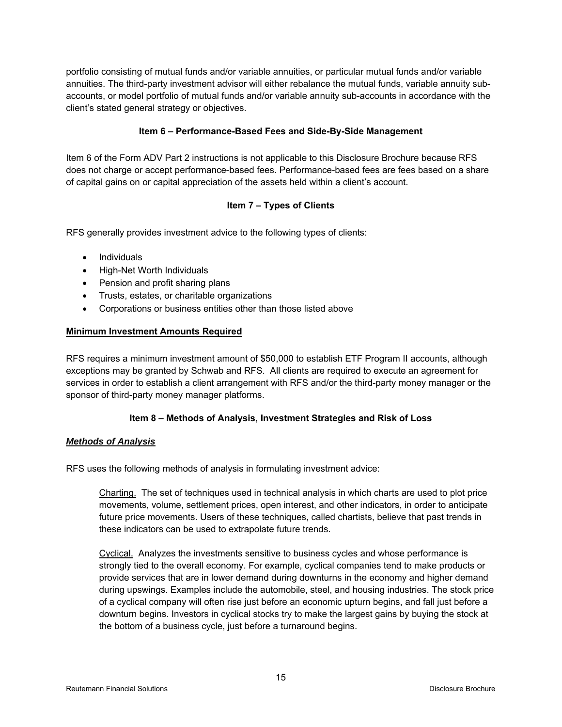portfolio consisting of mutual funds and/or variable annuities, or particular mutual funds and/or variable annuities. The third-party investment advisor will either rebalance the mutual funds, variable annuity sub-accounts, or model portfolio of mutual funds and/or variable annuity sub-accounts in accordance with the client's stated general strategy or objectives.

## Item 6 – Performance-Based Fees and Side-By-Side Management

Item 6 of the Form ADV Part 2 instructions is not applicable to this Disclosure Brochure because RFS does not charge or accept performance-based fees. Performance-based fees are fees based on a share of capital gains on or capital appreciation of the assets held within a client's account.

## Item 7 – Types of Clients

RFS generally provides investment advice to the following types of clients:

- Individuals
- High-Net Worth Individuals
- Pension and profit sharing plans
- Trusts, estates, or charitable organizations
- Corporations or business entities other than those listed above

**Minimum Investment Amounts Required**

RFS requires a minimum investment amount of $50,000 to establish ETF Program II accounts, although exceptions may be granted by Schwab and RFS. All clients are required to execute an agreement for services in order to establish a client arrangement with RFS and/or the third-party money manager or the sponsor of third-party money manager platforms.

## Item 8 – Methods of Analysis, Investment Strategies and Risk of Loss

***Methods of Analysis***

RFS uses the following methods of analysis in formulating investment advice:

Charting. The set of techniques used in technical analysis in which charts are used to plot price movements, volume, settlement prices, open interest, and other indicators, in order to anticipate future price movements. Users of these techniques, called chartists, believe that past trends in these indicators can be used to extrapolate future trends.

Cyclical. Analyzes the investments sensitive to business cycles and whose performance is strongly tied to the overall economy. For example, cyclical companies tend to make products or provide services that are in lower demand during downturns in the economy and higher demand during upswings. Examples include the automobile, steel, and housing industries. The stock price of a cyclical company will often rise just before an economic upturn begins, and fall just before a downturn begins. Investors in cyclical stocks try to make the largest gains by buying the stock at the bottom of a business cycle, just before a turnaround begins.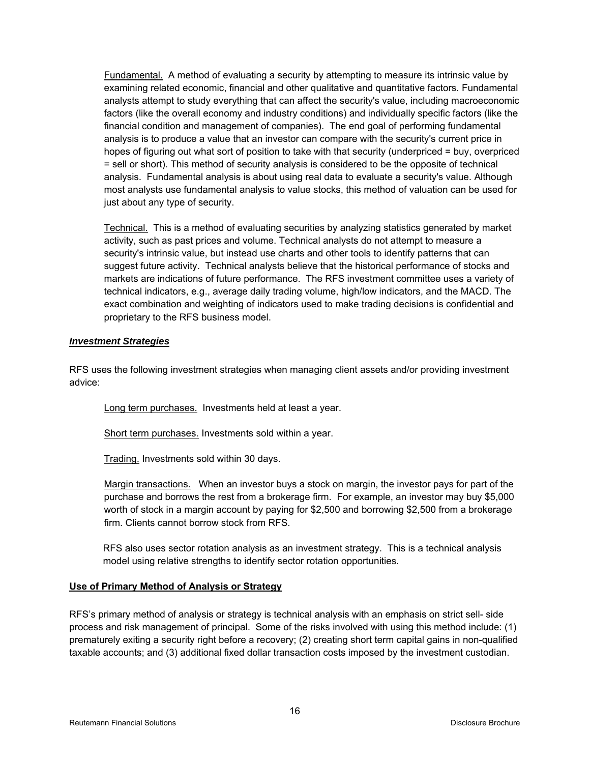<u>Fundamental.</u> A method of evaluating a security by attempting to measure its intrinsic value by examining related economic, financial and other qualitative and quantitative factors. Fundamental analysts attempt to study everything that can affect the security's value, including macroeconomic factors (like the overall economy and industry conditions) and individually specific factors (like the financial condition and management of companies). The end goal of performing fundamental analysis is to produce a value that an investor can compare with the security's current price in hopes of figuring out what sort of position to take with that security (underpriced = buy, overpriced = sell or short). This method of security analysis is considered to be the opposite of technical analysis. Fundamental analysis is about using real data to evaluate a security's value. Although most analysts use fundamental analysis to value stocks, this method of valuation can be used for just about any type of security.

<u>Technical.</u> This is a method of evaluating securities by analyzing statistics generated by market activity, such as past prices and volume. Technical analysts do not attempt to measure a security's intrinsic value, but instead use charts and other tools to identify patterns that can suggest future activity. Technical analysts believe that the historical performance of stocks and markets are indications of future performance. The RFS investment committee uses a variety of technical indicators, e.g., average daily trading volume, high/low indicators, and the MACD. The exact combination and weighting of indicators used to make trading decisions is confidential and proprietary to the RFS business model.

***<u>Investment Strategies</u>***

RFS uses the following investment strategies when managing client assets and/or providing investment advice:

<u>Long term purchases.</u> Investments held at least a year.

<u>Short term purchases.</u> Investments sold within a year.

<u>Trading.</u> Investments sold within 30 days.

<u>Margin transactions.</u> When an investor buys a stock on margin, the investor pays for part of the purchase and borrows the rest from a brokerage firm. For example, an investor may buy $5,000 worth of stock in a margin account by paying for $2,500 and borrowing $2,500 from a brokerage firm. Clients cannot borrow stock from RFS.

RFS also uses sector rotation analysis as an investment strategy. This is a technical analysis model using relative strengths to identify sector rotation opportunities.

**<u>Use of Primary Method of Analysis or Strategy</u>**

RFS's primary method of analysis or strategy is technical analysis with an emphasis on strict sell- side process and risk management of principal. Some of the risks involved with using this method include: (1) prematurely exiting a security right before a recovery; (2) creating short term capital gains in non-qualified taxable accounts; and (3) additional fixed dollar transaction costs imposed by the investment custodian.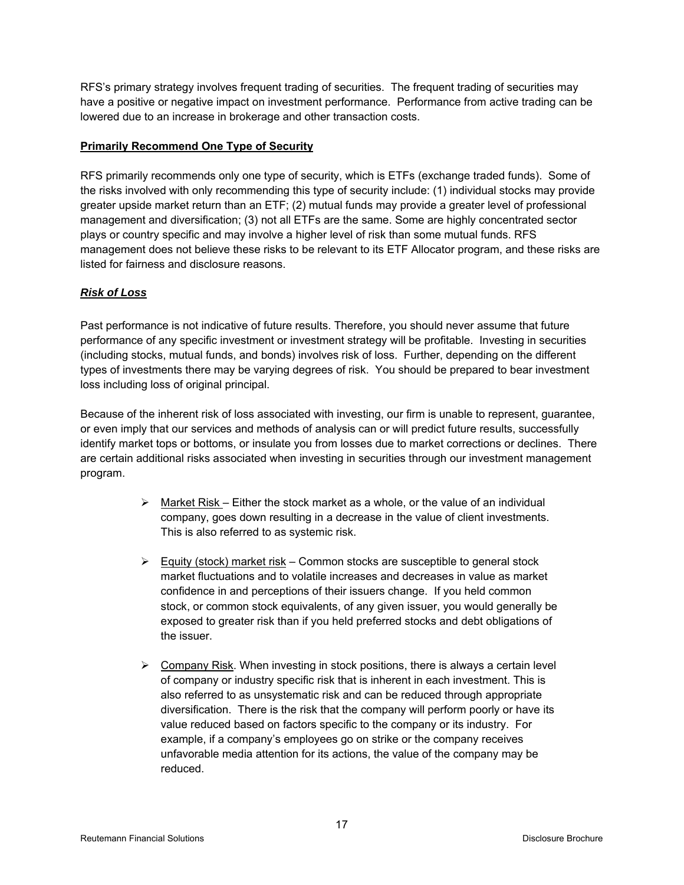RFS's primary strategy involves frequent trading of securities. The frequent trading of securities may have a positive or negative impact on investment performance. Performance from active trading can be lowered due to an increase in brokerage and other transaction costs.

**Primarily Recommend One Type of Security**

RFS primarily recommends only one type of security, which is ETFs (exchange traded funds). Some of the risks involved with only recommending this type of security include: (1) individual stocks may provide greater upside market return than an ETF; (2) mutual funds may provide a greater level of professional management and diversification; (3) not all ETFs are the same. Some are highly concentrated sector plays or country specific and may involve a higher level of risk than some mutual funds. RFS management does not believe these risks to be relevant to its ETF Allocator program, and these risks are listed for fairness and disclosure reasons.

***Risk of Loss***

Past performance is not indicative of future results. Therefore, you should never assume that future performance of any specific investment or investment strategy will be profitable. Investing in securities (including stocks, mutual funds, and bonds) involves risk of loss. Further, depending on the different types of investments there may be varying degrees of risk. You should be prepared to bear investment loss including loss of original principal.

Because of the inherent risk of loss associated with investing, our firm is unable to represent, guarantee, or even imply that our services and methods of analysis can or will predict future results, successfully identify market tops or bottoms, or insulate you from losses due to market corrections or declines. There are certain additional risks associated when investing in securities through our investment management program.

- Market Risk – Either the stock market as a whole, or the value of an individual company, goes down resulting in a decrease in the value of client investments. This is also referred to as systemic risk.

- Equity (stock) market risk – Common stocks are susceptible to general stock market fluctuations and to volatile increases and decreases in value as market confidence in and perceptions of their issuers change. If you held common stock, or common stock equivalents, of any given issuer, you would generally be exposed to greater risk than if you held preferred stocks and debt obligations of the issuer.

- Company Risk. When investing in stock positions, there is always a certain level of company or industry specific risk that is inherent in each investment. This is also referred to as unsystematic risk and can be reduced through appropriate diversification. There is the risk that the company will perform poorly or have its value reduced based on factors specific to the company or its industry. For example, if a company's employees go on strike or the company receives unfavorable media attention for its actions, the value of the company may be reduced.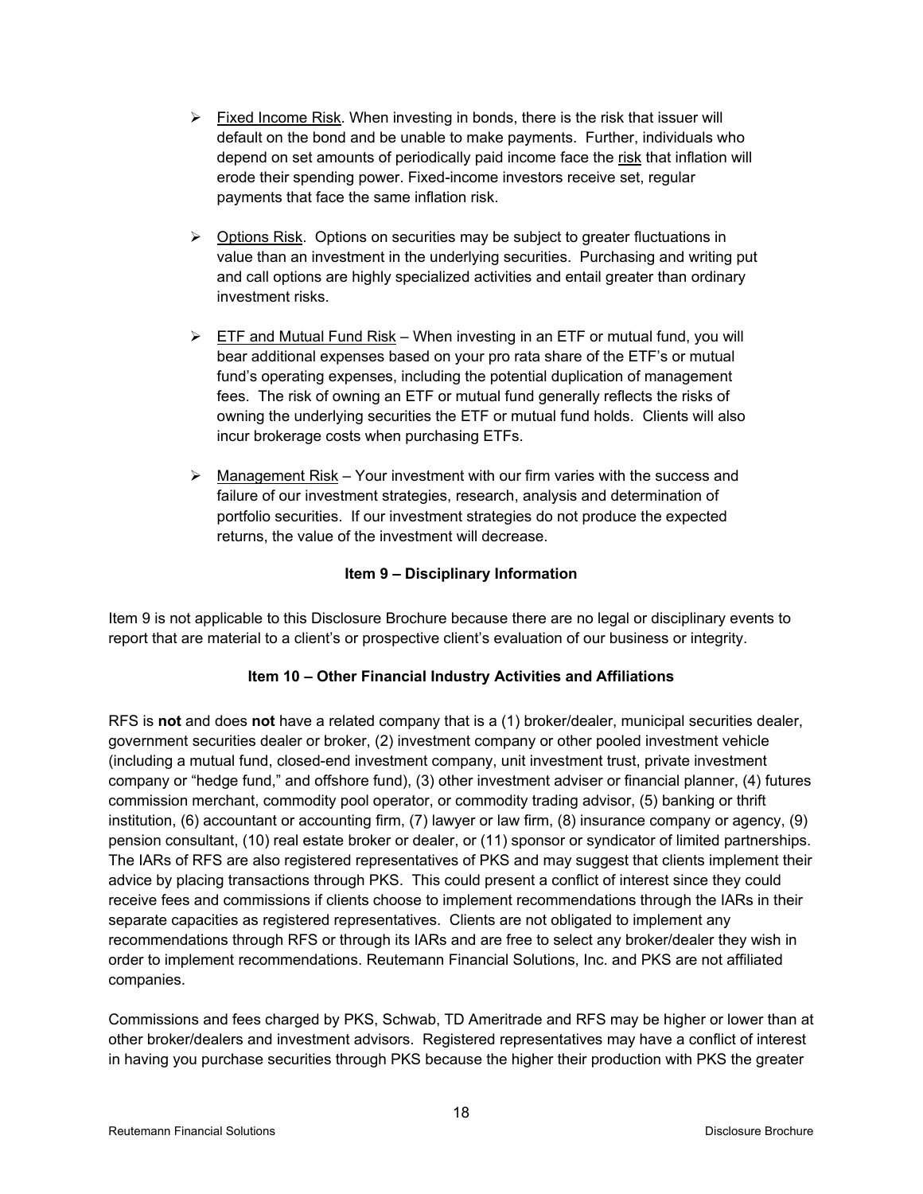- Fixed Income Risk. When investing in bonds, there is the risk that issuer will default on the bond and be unable to make payments. Further, individuals who depend on set amounts of periodically paid income face the risk that inflation will erode their spending power. Fixed-income investors receive set, regular payments that face the same inflation risk.

- Options Risk. Options on securities may be subject to greater fluctuations in value than an investment in the underlying securities. Purchasing and writing put and call options are highly specialized activities and entail greater than ordinary investment risks.

- ETF and Mutual Fund Risk – When investing in an ETF or mutual fund, you will bear additional expenses based on your pro rata share of the ETF's or mutual fund's operating expenses, including the potential duplication of management fees. The risk of owning an ETF or mutual fund generally reflects the risks of owning the underlying securities the ETF or mutual fund holds. Clients will also incur brokerage costs when purchasing ETFs.

- Management Risk – Your investment with our firm varies with the success and failure of our investment strategies, research, analysis and determination of portfolio securities. If our investment strategies do not produce the expected returns, the value of the investment will decrease.

## Item 9 – Disciplinary Information

Item 9 is not applicable to this Disclosure Brochure because there are no legal or disciplinary events to report that are material to a client's or prospective client's evaluation of our business or integrity.

## Item 10 – Other Financial Industry Activities and Affiliations

RFS is **not** and does **not** have a related company that is a (1) broker/dealer, municipal securities dealer, government securities dealer or broker, (2) investment company or other pooled investment vehicle (including a mutual fund, closed-end investment company, unit investment trust, private investment company or "hedge fund," and offshore fund), (3) other investment adviser or financial planner, (4) futures commission merchant, commodity pool operator, or commodity trading advisor, (5) banking or thrift institution, (6) accountant or accounting firm, (7) lawyer or law firm, (8) insurance company or agency, (9) pension consultant, (10) real estate broker or dealer, or (11) sponsor or syndicator of limited partnerships. The IARs of RFS are also registered representatives of PKS and may suggest that clients implement their advice by placing transactions through PKS. This could present a conflict of interest since they could receive fees and commissions if clients choose to implement recommendations through the IARs in their separate capacities as registered representatives. Clients are not obligated to implement any recommendations through RFS or through its IARs and are free to select any broker/dealer they wish in order to implement recommendations. Reutemann Financial Solutions, Inc. and PKS are not affiliated companies.

Commissions and fees charged by PKS, Schwab, TD Ameritrade and RFS may be higher or lower than at other broker/dealers and investment advisors. Registered representatives may have a conflict of interest in having you purchase securities through PKS because the higher their production with PKS the greater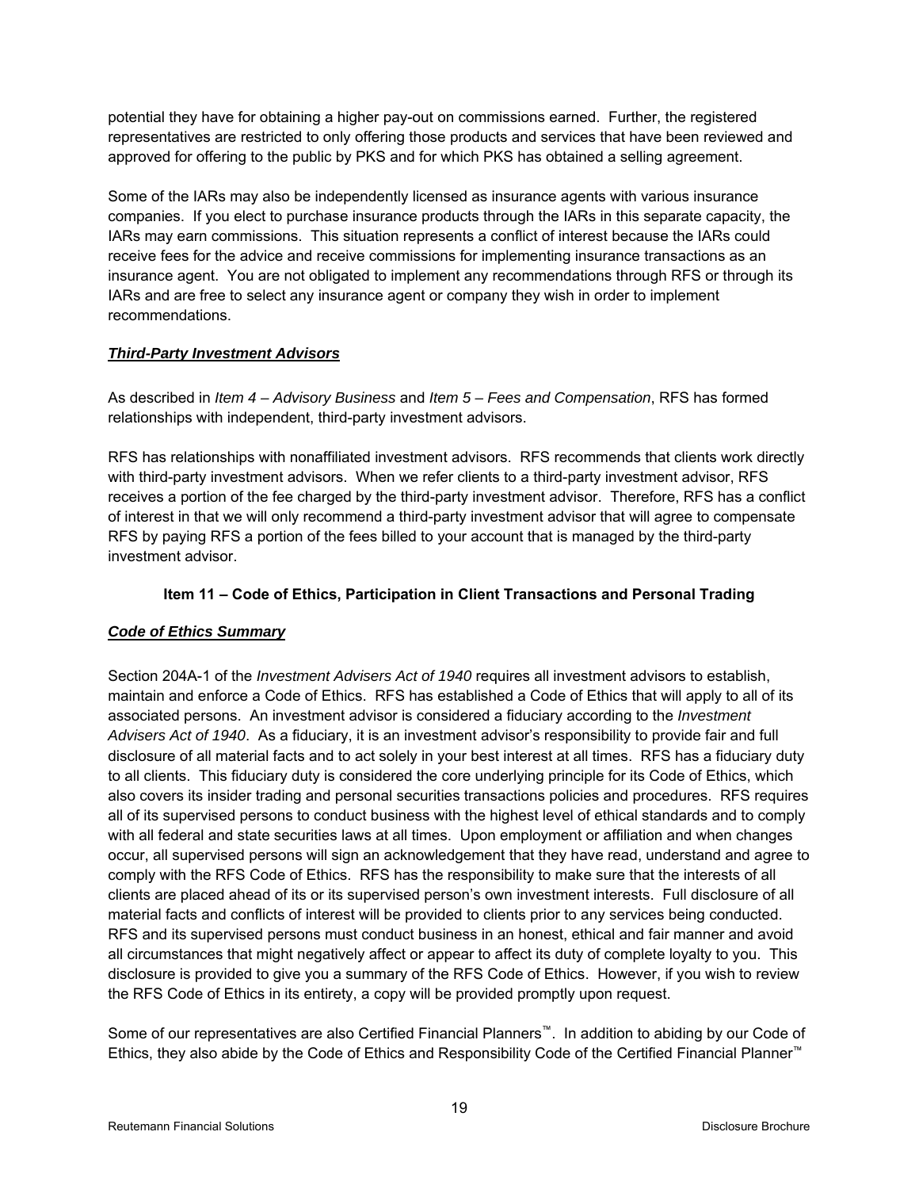potential they have for obtaining a higher pay-out on commissions earned. Further, the registered representatives are restricted to only offering those products and services that have been reviewed and approved for offering to the public by PKS and for which PKS has obtained a selling agreement.

Some of the IARs may also be independently licensed as insurance agents with various insurance companies. If you elect to purchase insurance products through the IARs in this separate capacity, the IARs may earn commissions. This situation represents a conflict of interest because the IARs could receive fees for the advice and receive commissions for implementing insurance transactions as an insurance agent. You are not obligated to implement any recommendations through RFS or through its IARs and are free to select any insurance agent or company they wish in order to implement recommendations.

***Third-Party Investment Advisors***

As described in *Item 4 – Advisory Business* and *Item 5 – Fees and Compensation*, RFS has formed relationships with independent, third-party investment advisors.

RFS has relationships with nonaffiliated investment advisors. RFS recommends that clients work directly with third-party investment advisors. When we refer clients to a third-party investment advisor, RFS receives a portion of the fee charged by the third-party investment advisor. Therefore, RFS has a conflict of interest in that we will only recommend a third-party investment advisor that will agree to compensate RFS by paying RFS a portion of the fees billed to your account that is managed by the third-party investment advisor.

## Item 11 – Code of Ethics, Participation in Client Transactions and Personal Trading

***Code of Ethics Summary***

Section 204A-1 of the *Investment Advisers Act of 1940* requires all investment advisors to establish, maintain and enforce a Code of Ethics. RFS has established a Code of Ethics that will apply to all of its associated persons. An investment advisor is considered a fiduciary according to the *Investment Advisers Act of 1940*. As a fiduciary, it is an investment advisor's responsibility to provide fair and full disclosure of all material facts and to act solely in your best interest at all times. RFS has a fiduciary duty to all clients. This fiduciary duty is considered the core underlying principle for its Code of Ethics, which also covers its insider trading and personal securities transactions policies and procedures. RFS requires all of its supervised persons to conduct business with the highest level of ethical standards and to comply with all federal and state securities laws at all times. Upon employment or affiliation and when changes occur, all supervised persons will sign an acknowledgement that they have read, understand and agree to comply with the RFS Code of Ethics. RFS has the responsibility to make sure that the interests of all clients are placed ahead of its or its supervised person's own investment interests. Full disclosure of all material facts and conflicts of interest will be provided to clients prior to any services being conducted. RFS and its supervised persons must conduct business in an honest, ethical and fair manner and avoid all circumstances that might negatively affect or appear to affect its duty of complete loyalty to you. This disclosure is provided to give you a summary of the RFS Code of Ethics. However, if you wish to review the RFS Code of Ethics in its entirety, a copy will be provided promptly upon request.

Some of our representatives are also Certified Financial Planners™. In addition to abiding by our Code of Ethics, they also abide by the Code of Ethics and Responsibility Code of the Certified Financial Planner™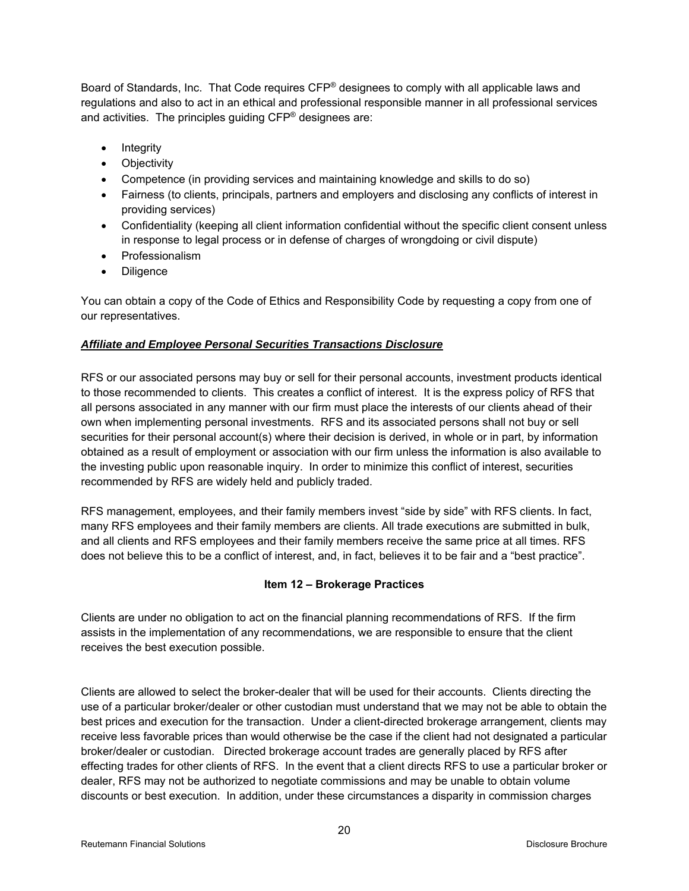Board of Standards, Inc. That Code requires CFP® designees to comply with all applicable laws and regulations and also to act in an ethical and professional responsible manner in all professional services and activities. The principles guiding CFP® designees are:

- Integrity
- Objectivity
- Competence (in providing services and maintaining knowledge and skills to do so)
- Fairness (to clients, principals, partners and employers and disclosing any conflicts of interest in providing services)
- Confidentiality (keeping all client information confidential without the specific client consent unless in response to legal process or in defense of charges of wrongdoing or civil dispute)
- Professionalism
- Diligence

You can obtain a copy of the Code of Ethics and Responsibility Code by requesting a copy from one of our representatives.

***Affiliate and Employee Personal Securities Transactions Disclosure***

RFS or our associated persons may buy or sell for their personal accounts, investment products identical to those recommended to clients. This creates a conflict of interest. It is the express policy of RFS that all persons associated in any manner with our firm must place the interests of our clients ahead of their own when implementing personal investments. RFS and its associated persons shall not buy or sell securities for their personal account(s) where their decision is derived, in whole or in part, by information obtained as a result of employment or association with our firm unless the information is also available to the investing public upon reasonable inquiry. In order to minimize this conflict of interest, securities recommended by RFS are widely held and publicly traded.

RFS management, employees, and their family members invest "side by side" with RFS clients. In fact, many RFS employees and their family members are clients. All trade executions are submitted in bulk, and all clients and RFS employees and their family members receive the same price at all times. RFS does not believe this to be a conflict of interest, and, in fact, believes it to be fair and a "best practice".

## Item 12 – Brokerage Practices

Clients are under no obligation to act on the financial planning recommendations of RFS. If the firm assists in the implementation of any recommendations, we are responsible to ensure that the client receives the best execution possible.

Clients are allowed to select the broker-dealer that will be used for their accounts. Clients directing the use of a particular broker/dealer or other custodian must understand that we may not be able to obtain the best prices and execution for the transaction. Under a client-directed brokerage arrangement, clients may receive less favorable prices than would otherwise be the case if the client had not designated a particular broker/dealer or custodian. Directed brokerage account trades are generally placed by RFS after effecting trades for other clients of RFS. In the event that a client directs RFS to use a particular broker or dealer, RFS may not be authorized to negotiate commissions and may be unable to obtain volume discounts or best execution. In addition, under these circumstances a disparity in commission charges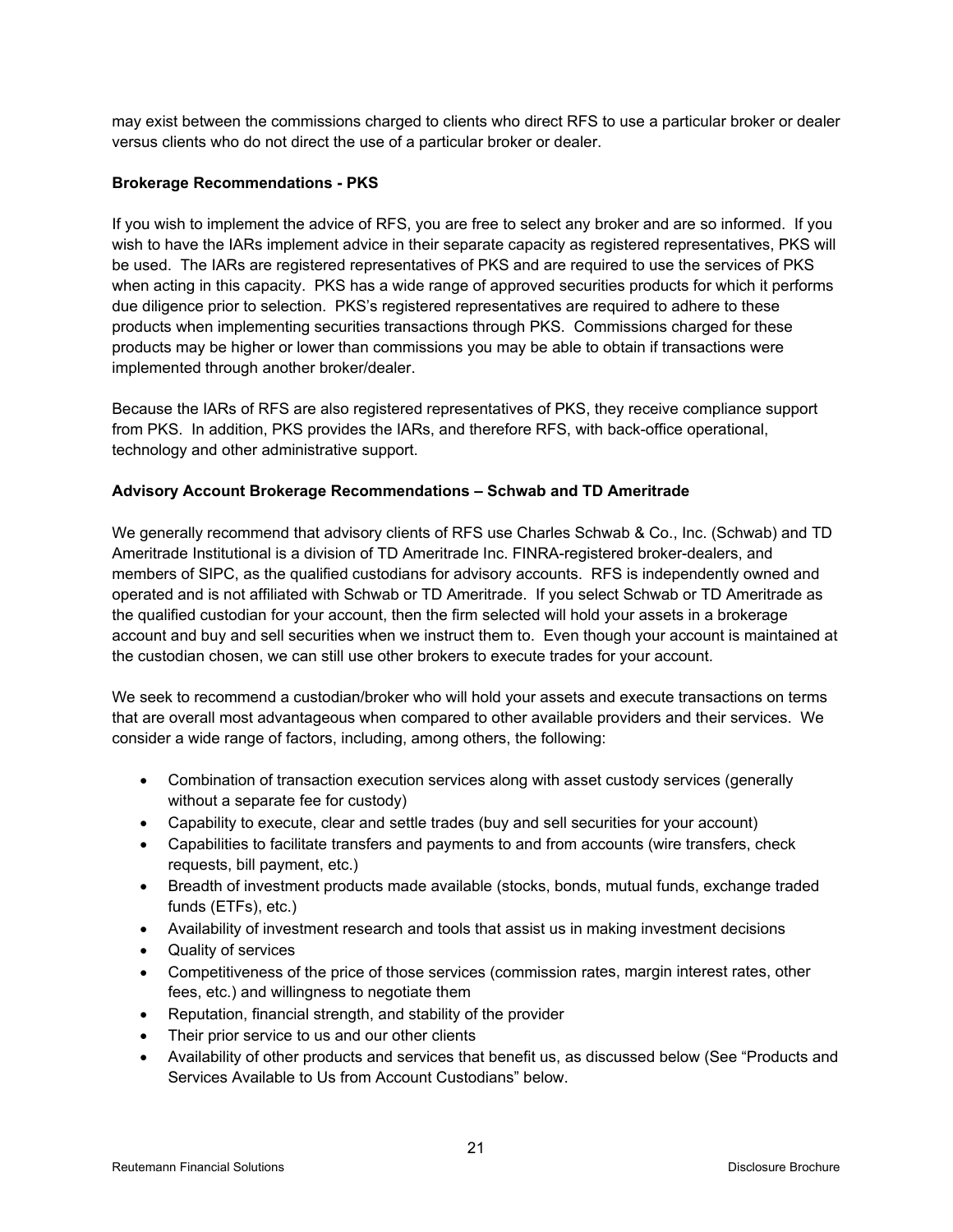may exist between the commissions charged to clients who direct RFS to use a particular broker or dealer versus clients who do not direct the use of a particular broker or dealer.

**Brokerage Recommendations - PKS**

If you wish to implement the advice of RFS, you are free to select any broker and are so informed. If you wish to have the IARs implement advice in their separate capacity as registered representatives, PKS will be used. The IARs are registered representatives of PKS and are required to use the services of PKS when acting in this capacity. PKS has a wide range of approved securities products for which it performs due diligence prior to selection. PKS's registered representatives are required to adhere to these products when implementing securities transactions through PKS. Commissions charged for these products may be higher or lower than commissions you may be able to obtain if transactions were implemented through another broker/dealer.

Because the IARs of RFS are also registered representatives of PKS, they receive compliance support from PKS. In addition, PKS provides the IARs, and therefore RFS, with back-office operational, technology and other administrative support.

**Advisory Account Brokerage Recommendations – Schwab and TD Ameritrade**

We generally recommend that advisory clients of RFS use Charles Schwab & Co., Inc. (Schwab) and TD Ameritrade Institutional is a division of TD Ameritrade Inc. FINRA-registered broker-dealers, and members of SIPC, as the qualified custodians for advisory accounts. RFS is independently owned and operated and is not affiliated with Schwab or TD Ameritrade. If you select Schwab or TD Ameritrade as the qualified custodian for your account, then the firm selected will hold your assets in a brokerage account and buy and sell securities when we instruct them to. Even though your account is maintained at the custodian chosen, we can still use other brokers to execute trades for your account.

We seek to recommend a custodian/broker who will hold your assets and execute transactions on terms that are overall most advantageous when compared to other available providers and their services. We consider a wide range of factors, including, among others, the following:

- Combination of transaction execution services along with asset custody services (generally without a separate fee for custody)
- Capability to execute, clear and settle trades (buy and sell securities for your account)
- Capabilities to facilitate transfers and payments to and from accounts (wire transfers, check requests, bill payment, etc.)
- Breadth of investment products made available (stocks, bonds, mutual funds, exchange traded funds (ETFs), etc.)
- Availability of investment research and tools that assist us in making investment decisions
- Quality of services
- Competitiveness of the price of those services (commission rates, margin interest rates, other fees, etc.) and willingness to negotiate them
- Reputation, financial strength, and stability of the provider
- Their prior service to us and our other clients
- Availability of other products and services that benefit us, as discussed below (See "Products and Services Available to Us from Account Custodians" below.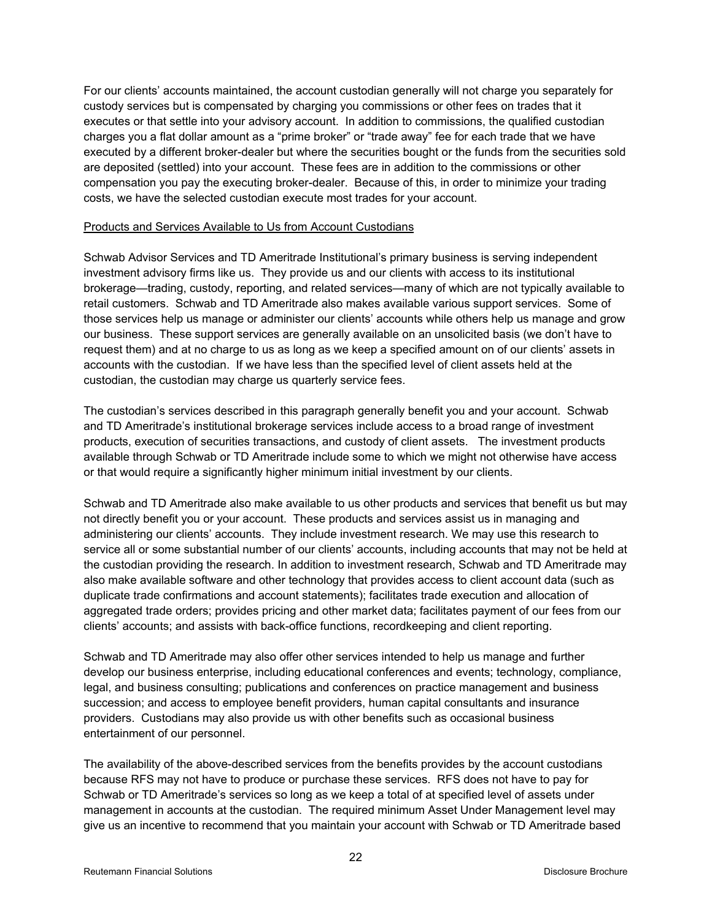For our clients' accounts maintained, the account custodian generally will not charge you separately for custody services but is compensated by charging you commissions or other fees on trades that it executes or that settle into your advisory account. In addition to commissions, the qualified custodian charges you a flat dollar amount as a "prime broker" or "trade away" fee for each trade that we have executed by a different broker-dealer but where the securities bought or the funds from the securities sold are deposited (settled) into your account. These fees are in addition to the commissions or other compensation you pay the executing broker-dealer. Because of this, in order to minimize your trading costs, we have the selected custodian execute most trades for your account.

Products and Services Available to Us from Account Custodians

Schwab Advisor Services and TD Ameritrade Institutional's primary business is serving independent investment advisory firms like us. They provide us and our clients with access to its institutional brokerage—trading, custody, reporting, and related services—many of which are not typically available to retail customers. Schwab and TD Ameritrade also makes available various support services. Some of those services help us manage or administer our clients' accounts while others help us manage and grow our business. These support services are generally available on an unsolicited basis (we don't have to request them) and at no charge to us as long as we keep a specified amount on of our clients' assets in accounts with the custodian. If we have less than the specified level of client assets held at the custodian, the custodian may charge us quarterly service fees.

The custodian's services described in this paragraph generally benefit you and your account. Schwab and TD Ameritrade's institutional brokerage services include access to a broad range of investment products, execution of securities transactions, and custody of client assets. The investment products available through Schwab or TD Ameritrade include some to which we might not otherwise have access or that would require a significantly higher minimum initial investment by our clients.

Schwab and TD Ameritrade also make available to us other products and services that benefit us but may not directly benefit you or your account. These products and services assist us in managing and administering our clients' accounts. They include investment research. We may use this research to service all or some substantial number of our clients' accounts, including accounts that may not be held at the custodian providing the research. In addition to investment research, Schwab and TD Ameritrade may also make available software and other technology that provides access to client account data (such as duplicate trade confirmations and account statements); facilitates trade execution and allocation of aggregated trade orders; provides pricing and other market data; facilitates payment of our fees from our clients' accounts; and assists with back-office functions, recordkeeping and client reporting.

Schwab and TD Ameritrade may also offer other services intended to help us manage and further develop our business enterprise, including educational conferences and events; technology, compliance, legal, and business consulting; publications and conferences on practice management and business succession; and access to employee benefit providers, human capital consultants and insurance providers. Custodians may also provide us with other benefits such as occasional business entertainment of our personnel.

The availability of the above-described services from the benefits provides by the account custodians because RFS may not have to produce or purchase these services. RFS does not have to pay for Schwab or TD Ameritrade's services so long as we keep a total of at specified level of assets under management in accounts at the custodian. The required minimum Asset Under Management level may give us an incentive to recommend that you maintain your account with Schwab or TD Ameritrade based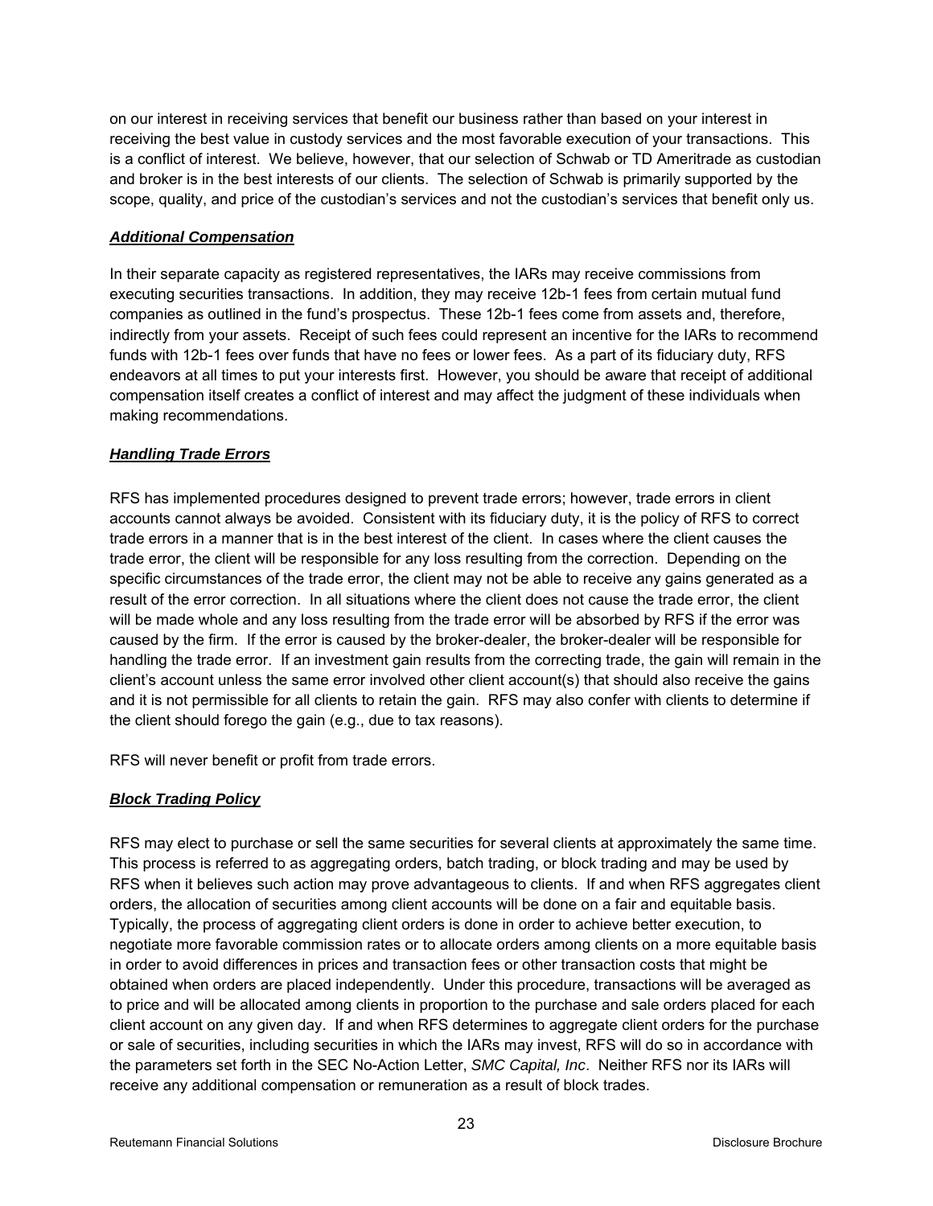on our interest in receiving services that benefit our business rather than based on your interest in receiving the best value in custody services and the most favorable execution of your transactions. This is a conflict of interest. We believe, however, that our selection of Schwab or TD Ameritrade as custodian and broker is in the best interests of our clients. The selection of Schwab is primarily supported by the scope, quality, and price of the custodian's services and not the custodian's services that benefit only us.

***Additional Compensation***

In their separate capacity as registered representatives, the IARs may receive commissions from executing securities transactions. In addition, they may receive 12b-1 fees from certain mutual fund companies as outlined in the fund's prospectus. These 12b-1 fees come from assets and, therefore, indirectly from your assets. Receipt of such fees could represent an incentive for the IARs to recommend funds with 12b-1 fees over funds that have no fees or lower fees. As a part of its fiduciary duty, RFS endeavors at all times to put your interests first. However, you should be aware that receipt of additional compensation itself creates a conflict of interest and may affect the judgment of these individuals when making recommendations.

***Handling Trade Errors***

RFS has implemented procedures designed to prevent trade errors; however, trade errors in client accounts cannot always be avoided. Consistent with its fiduciary duty, it is the policy of RFS to correct trade errors in a manner that is in the best interest of the client. In cases where the client causes the trade error, the client will be responsible for any loss resulting from the correction. Depending on the specific circumstances of the trade error, the client may not be able to receive any gains generated as a result of the error correction. In all situations where the client does not cause the trade error, the client will be made whole and any loss resulting from the trade error will be absorbed by RFS if the error was caused by the firm. If the error is caused by the broker-dealer, the broker-dealer will be responsible for handling the trade error. If an investment gain results from the correcting trade, the gain will remain in the client's account unless the same error involved other client account(s) that should also receive the gains and it is not permissible for all clients to retain the gain. RFS may also confer with clients to determine if the client should forego the gain (e.g., due to tax reasons).

RFS will never benefit or profit from trade errors.

***Block Trading Policy***

RFS may elect to purchase or sell the same securities for several clients at approximately the same time. This process is referred to as aggregating orders, batch trading, or block trading and may be used by RFS when it believes such action may prove advantageous to clients. If and when RFS aggregates client orders, the allocation of securities among client accounts will be done on a fair and equitable basis. Typically, the process of aggregating client orders is done in order to achieve better execution, to negotiate more favorable commission rates or to allocate orders among clients on a more equitable basis in order to avoid differences in prices and transaction fees or other transaction costs that might be obtained when orders are placed independently. Under this procedure, transactions will be averaged as to price and will be allocated among clients in proportion to the purchase and sale orders placed for each client account on any given day. If and when RFS determines to aggregate client orders for the purchase or sale of securities, including securities in which the IARs may invest, RFS will do so in accordance with the parameters set forth in the SEC No-Action Letter, *SMC Capital, Inc*. Neither RFS nor its IARs will receive any additional compensation or remuneration as a result of block trades.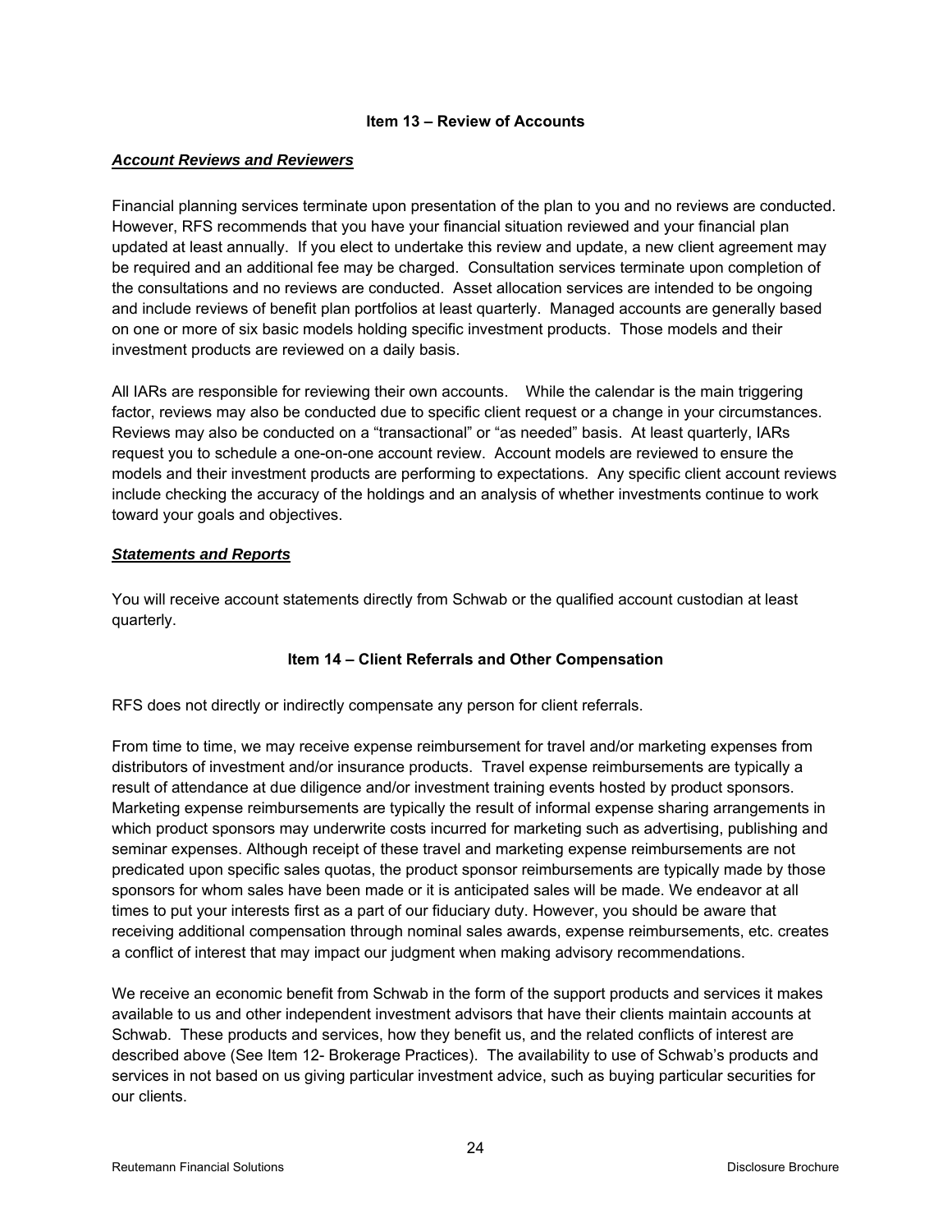## Item 13 – Review of Accounts

***Account Reviews and Reviewers***

Financial planning services terminate upon presentation of the plan to you and no reviews are conducted. However, RFS recommends that you have your financial situation reviewed and your financial plan updated at least annually. If you elect to undertake this review and update, a new client agreement may be required and an additional fee may be charged. Consultation services terminate upon completion of the consultations and no reviews are conducted. Asset allocation services are intended to be ongoing and include reviews of benefit plan portfolios at least quarterly. Managed accounts are generally based on one or more of six basic models holding specific investment products. Those models and their investment products are reviewed on a daily basis.

All IARs are responsible for reviewing their own accounts. While the calendar is the main triggering factor, reviews may also be conducted due to specific client request or a change in your circumstances. Reviews may also be conducted on a "transactional" or "as needed" basis. At least quarterly, IARs request you to schedule a one-on-one account review. Account models are reviewed to ensure the models and their investment products are performing to expectations. Any specific client account reviews include checking the accuracy of the holdings and an analysis of whether investments continue to work toward your goals and objectives.

***Statements and Reports***

You will receive account statements directly from Schwab or the qualified account custodian at least quarterly.

## Item 14 – Client Referrals and Other Compensation

RFS does not directly or indirectly compensate any person for client referrals.

From time to time, we may receive expense reimbursement for travel and/or marketing expenses from distributors of investment and/or insurance products. Travel expense reimbursements are typically a result of attendance at due diligence and/or investment training events hosted by product sponsors. Marketing expense reimbursements are typically the result of informal expense sharing arrangements in which product sponsors may underwrite costs incurred for marketing such as advertising, publishing and seminar expenses. Although receipt of these travel and marketing expense reimbursements are not predicated upon specific sales quotas, the product sponsor reimbursements are typically made by those sponsors for whom sales have been made or it is anticipated sales will be made. We endeavor at all times to put your interests first as a part of our fiduciary duty. However, you should be aware that receiving additional compensation through nominal sales awards, expense reimbursements, etc. creates a conflict of interest that may impact our judgment when making advisory recommendations.

We receive an economic benefit from Schwab in the form of the support products and services it makes available to us and other independent investment advisors that have their clients maintain accounts at Schwab. These products and services, how they benefit us, and the related conflicts of interest are described above (See Item 12- Brokerage Practices). The availability to use of Schwab's products and services in not based on us giving particular investment advice, such as buying particular securities for our clients.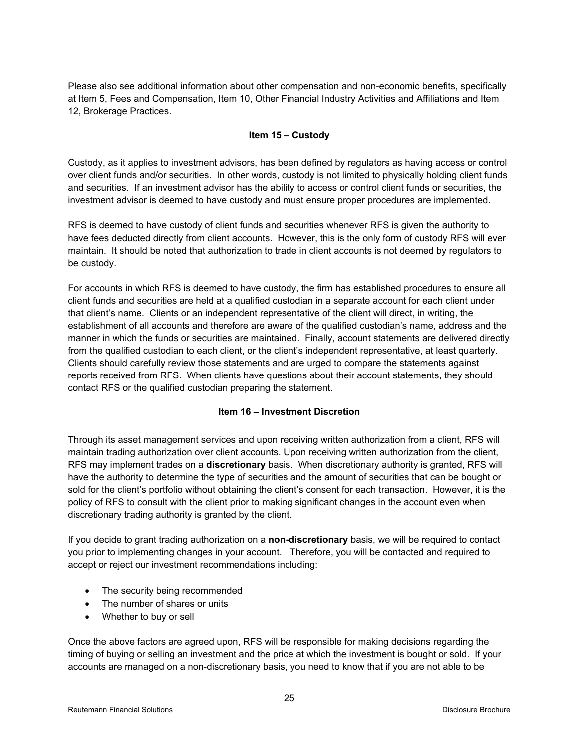Please also see additional information about other compensation and non-economic benefits, specifically at Item 5, Fees and Compensation, Item 10, Other Financial Industry Activities and Affiliations and Item 12, Brokerage Practices.

## Item 15 – Custody

Custody, as it applies to investment advisors, has been defined by regulators as having access or control over client funds and/or securities. In other words, custody is not limited to physically holding client funds and securities. If an investment advisor has the ability to access or control client funds or securities, the investment advisor is deemed to have custody and must ensure proper procedures are implemented.

RFS is deemed to have custody of client funds and securities whenever RFS is given the authority to have fees deducted directly from client accounts. However, this is the only form of custody RFS will ever maintain. It should be noted that authorization to trade in client accounts is not deemed by regulators to be custody.

For accounts in which RFS is deemed to have custody, the firm has established procedures to ensure all client funds and securities are held at a qualified custodian in a separate account for each client under that client's name. Clients or an independent representative of the client will direct, in writing, the establishment of all accounts and therefore are aware of the qualified custodian's name, address and the manner in which the funds or securities are maintained. Finally, account statements are delivered directly from the qualified custodian to each client, or the client's independent representative, at least quarterly. Clients should carefully review those statements and are urged to compare the statements against reports received from RFS. When clients have questions about their account statements, they should contact RFS or the qualified custodian preparing the statement.

## Item 16 – Investment Discretion

Through its asset management services and upon receiving written authorization from a client, RFS will maintain trading authorization over client accounts. Upon receiving written authorization from the client, RFS may implement trades on a **discretionary** basis. When discretionary authority is granted, RFS will have the authority to determine the type of securities and the amount of securities that can be bought or sold for the client's portfolio without obtaining the client's consent for each transaction. However, it is the policy of RFS to consult with the client prior to making significant changes in the account even when discretionary trading authority is granted by the client.

If you decide to grant trading authorization on a **non-discretionary** basis, we will be required to contact you prior to implementing changes in your account. Therefore, you will be contacted and required to accept or reject our investment recommendations including:

- The security being recommended
- The number of shares or units
- Whether to buy or sell

Once the above factors are agreed upon, RFS will be responsible for making decisions regarding the timing of buying or selling an investment and the price at which the investment is bought or sold. If your accounts are managed on a non-discretionary basis, you need to know that if you are not able to be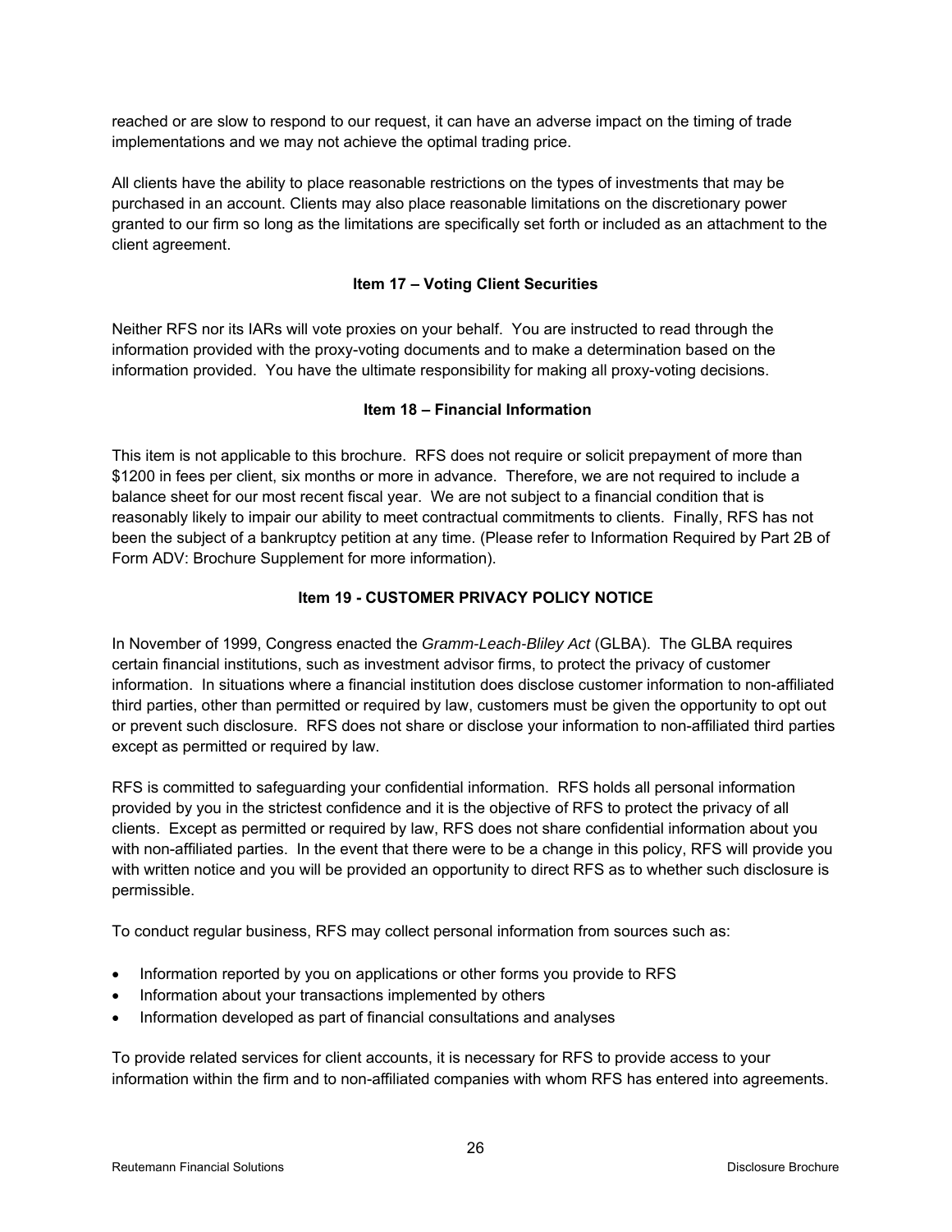reached or are slow to respond to our request, it can have an adverse impact on the timing of trade implementations and we may not achieve the optimal trading price.

All clients have the ability to place reasonable restrictions on the types of investments that may be purchased in an account. Clients may also place reasonable limitations on the discretionary power granted to our firm so long as the limitations are specifically set forth or included as an attachment to the client agreement.

## Item 17 – Voting Client Securities

Neither RFS nor its IARs will vote proxies on your behalf. You are instructed to read through the information provided with the proxy-voting documents and to make a determination based on the information provided. You have the ultimate responsibility for making all proxy-voting decisions.

## Item 18 – Financial Information

This item is not applicable to this brochure. RFS does not require or solicit prepayment of more than $1200 in fees per client, six months or more in advance. Therefore, we are not required to include a balance sheet for our most recent fiscal year. We are not subject to a financial condition that is reasonably likely to impair our ability to meet contractual commitments to clients. Finally, RFS has not been the subject of a bankruptcy petition at any time. (Please refer to Information Required by Part 2B of Form ADV: Brochure Supplement for more information).

## Item 19 - CUSTOMER PRIVACY POLICY NOTICE

In November of 1999, Congress enacted the *Gramm-Leach-Bliley Act* (GLBA). The GLBA requires certain financial institutions, such as investment advisor firms, to protect the privacy of customer information. In situations where a financial institution does disclose customer information to non-affiliated third parties, other than permitted or required by law, customers must be given the opportunity to opt out or prevent such disclosure. RFS does not share or disclose your information to non-affiliated third parties except as permitted or required by law.

RFS is committed to safeguarding your confidential information. RFS holds all personal information provided by you in the strictest confidence and it is the objective of RFS to protect the privacy of all clients. Except as permitted or required by law, RFS does not share confidential information about you with non-affiliated parties. In the event that there were to be a change in this policy, RFS will provide you with written notice and you will be provided an opportunity to direct RFS as to whether such disclosure is permissible.

To conduct regular business, RFS may collect personal information from sources such as:

- Information reported by you on applications or other forms you provide to RFS
- Information about your transactions implemented by others
- Information developed as part of financial consultations and analyses

To provide related services for client accounts, it is necessary for RFS to provide access to your information within the firm and to non-affiliated companies with whom RFS has entered into agreements.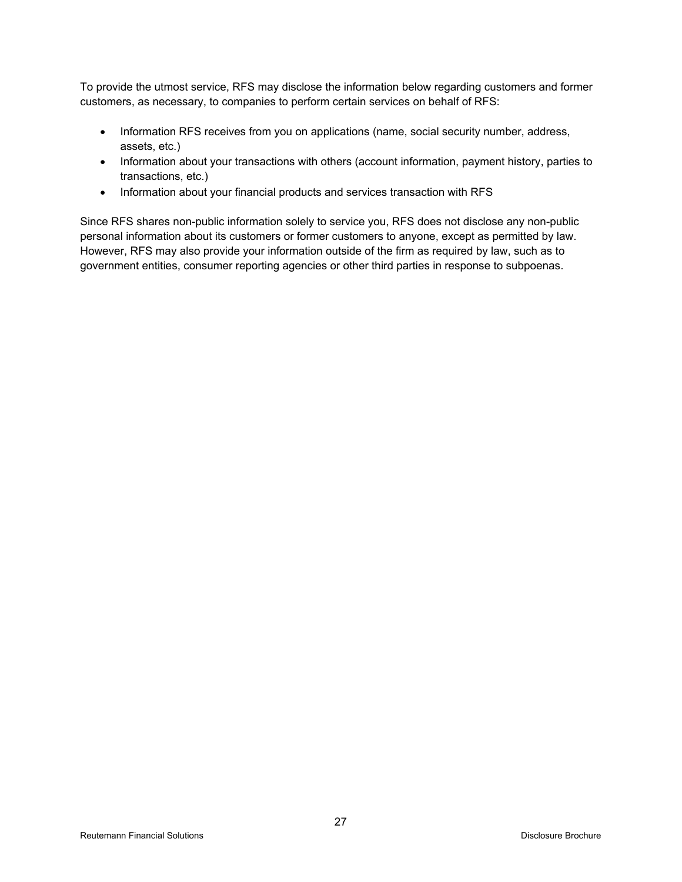To provide the utmost service, RFS may disclose the information below regarding customers and former customers, as necessary, to companies to perform certain services on behalf of RFS:

- Information RFS receives from you on applications (name, social security number, address, assets, etc.)
- Information about your transactions with others (account information, payment history, parties to transactions, etc.)
- Information about your financial products and services transaction with RFS

Since RFS shares non-public information solely to service you, RFS does not disclose any non-public personal information about its customers or former customers to anyone, except as permitted by law. However, RFS may also provide your information outside of the firm as required by law, such as to government entities, consumer reporting agencies or other third parties in response to subpoenas.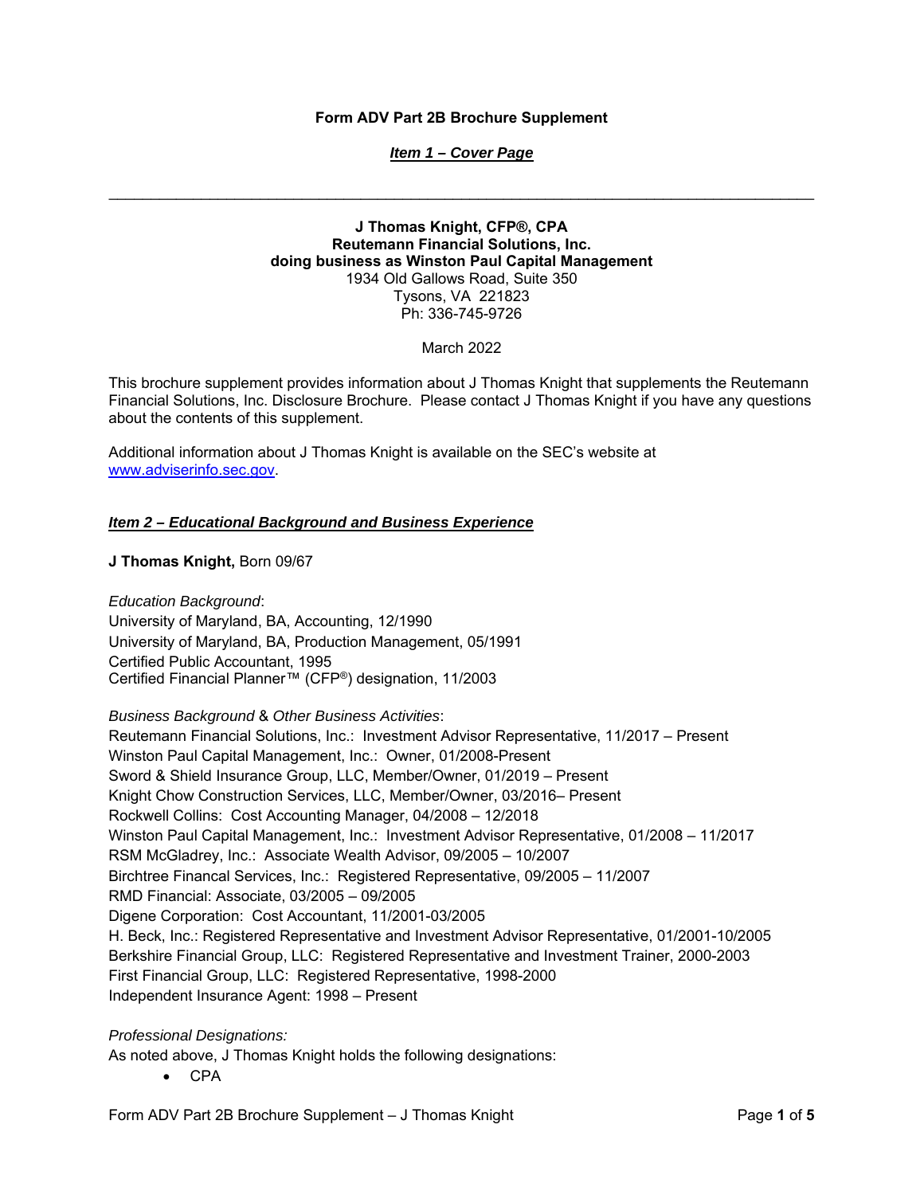**Form ADV Part 2B Brochure Supplement**

***Item 1 – Cover Page***

---

**J Thomas Knight, CFP®, CPA**
**Reutemann Financial Solutions, Inc.**
**doing business as Winston Paul Capital Management**
1934 Old Gallows Road, Suite 350
Tysons, VA 221823
Ph: 336-745-9726

March 2022

This brochure supplement provides information about J Thomas Knight that supplements the Reutemann Financial Solutions, Inc. Disclosure Brochure. Please contact J Thomas Knight if you have any questions about the contents of this supplement.

Additional information about J Thomas Knight is available on the SEC's website at www.adviserinfo.sec.gov.

***Item 2 – Educational Background and Business Experience***

**J Thomas Knight,** Born 09/67

*Education Background*:
University of Maryland, BA, Accounting, 12/1990
University of Maryland, BA, Production Management, 05/1991
Certified Public Accountant, 1995
Certified Financial Planner™ (CFP®) designation, 11/2003

*Business Background* & *Other Business Activities*:
Reutemann Financial Solutions, Inc.: Investment Advisor Representative, 11/2017 – Present
Winston Paul Capital Management, Inc.: Owner, 01/2008-Present
Sword & Shield Insurance Group, LLC, Member/Owner, 01/2019 – Present
Knight Chow Construction Services, LLC, Member/Owner, 03/2016– Present
Rockwell Collins: Cost Accounting Manager, 04/2008 – 12/2018
Winston Paul Capital Management, Inc.: Investment Advisor Representative, 01/2008 – 11/2017
RSM McGladrey, Inc.: Associate Wealth Advisor, 09/2005 – 10/2007
Birchtree Financal Services, Inc.: Registered Representative, 09/2005 – 11/2007
RMD Financial: Associate, 03/2005 – 09/2005
Digene Corporation: Cost Accountant, 11/2001-03/2005
H. Beck, Inc.: Registered Representative and Investment Advisor Representative, 01/2001-10/2005
Berkshire Financial Group, LLC: Registered Representative and Investment Trainer, 2000-2003
First Financial Group, LLC: Registered Representative, 1998-2000
Independent Insurance Agent: 1998 – Present

*Professional Designations:*
As noted above, J Thomas Knight holds the following designations:

- CPA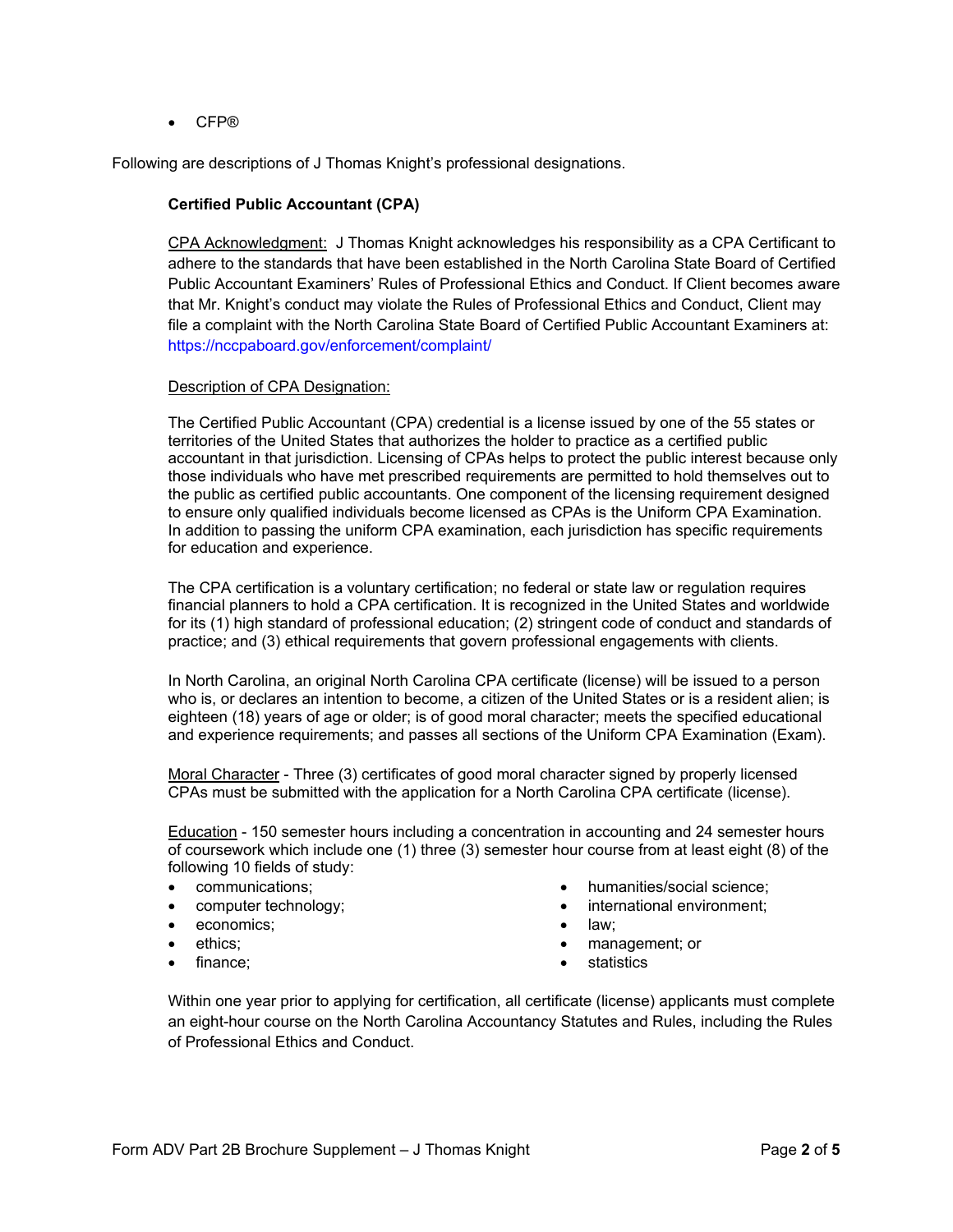- CFP®

Following are descriptions of J Thomas Knight's professional designations.

**Certified Public Accountant (CPA)**

CPA Acknowledgment: J Thomas Knight acknowledges his responsibility as a CPA Certificant to adhere to the standards that have been established in the North Carolina State Board of Certified Public Accountant Examiners' Rules of Professional Ethics and Conduct. If Client becomes aware that Mr. Knight's conduct may violate the Rules of Professional Ethics and Conduct, Client may file a complaint with the North Carolina State Board of Certified Public Accountant Examiners at: https://nccpaboard.gov/enforcement/complaint/

Description of CPA Designation:

The Certified Public Accountant (CPA) credential is a license issued by one of the 55 states or territories of the United States that authorizes the holder to practice as a certified public accountant in that jurisdiction. Licensing of CPAs helps to protect the public interest because only those individuals who have met prescribed requirements are permitted to hold themselves out to the public as certified public accountants. One component of the licensing requirement designed to ensure only qualified individuals become licensed as CPAs is the Uniform CPA Examination. In addition to passing the uniform CPA examination, each jurisdiction has specific requirements for education and experience.

The CPA certification is a voluntary certification; no federal or state law or regulation requires financial planners to hold a CPA certification. It is recognized in the United States and worldwide for its (1) high standard of professional education; (2) stringent code of conduct and standards of practice; and (3) ethical requirements that govern professional engagements with clients.

In North Carolina, an original North Carolina CPA certificate (license) will be issued to a person who is, or declares an intention to become, a citizen of the United States or is a resident alien; is eighteen (18) years of age or older; is of good moral character; meets the specified educational and experience requirements; and passes all sections of the Uniform CPA Examination (Exam).

Moral Character - Three (3) certificates of good moral character signed by properly licensed CPAs must be submitted with the application for a North Carolina CPA certificate (license).

Education - 150 semester hours including a concentration in accounting and 24 semester hours of coursework which include one (1) three (3) semester hour course from at least eight (8) of the following 10 fields of study:

- communications;
- computer technology;
- economics;
- ethics;
- finance;
- humanities/social science;
- international environment;
- law;
- management; or
- statistics

Within one year prior to applying for certification, all certificate (license) applicants must complete an eight-hour course on the North Carolina Accountancy Statutes and Rules, including the Rules of Professional Ethics and Conduct.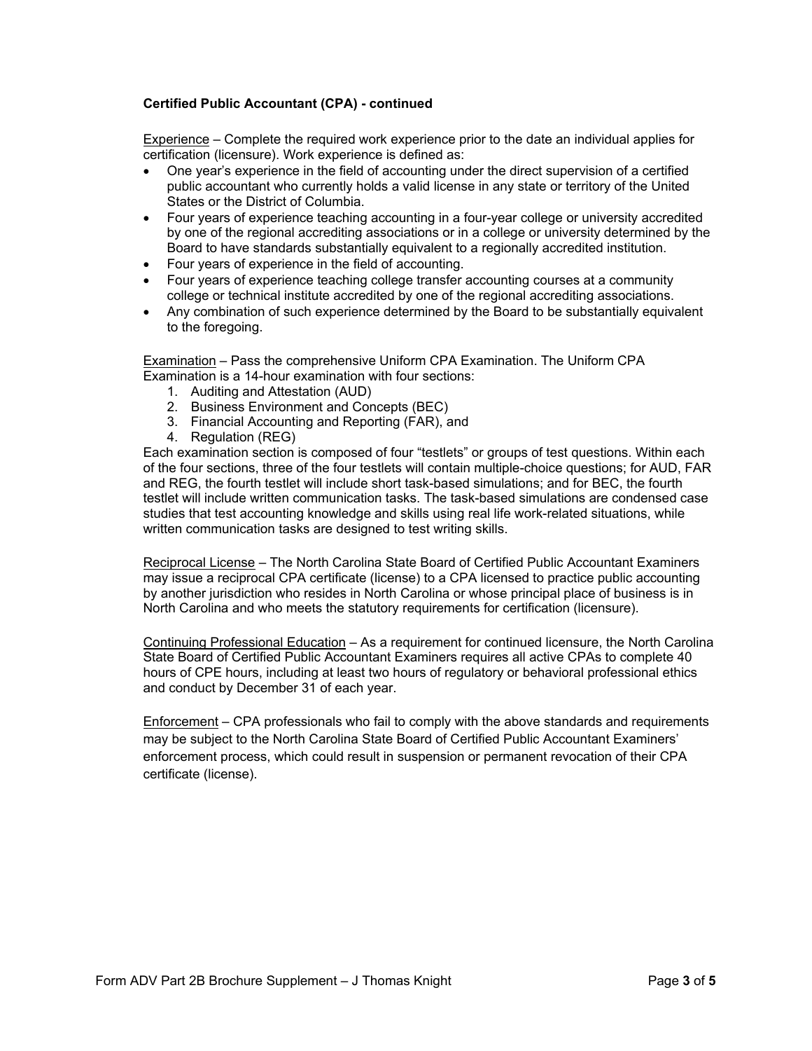**Certified Public Accountant (CPA) - continued**

Experience – Complete the required work experience prior to the date an individual applies for certification (licensure). Work experience is defined as:

- One year's experience in the field of accounting under the direct supervision of a certified public accountant who currently holds a valid license in any state or territory of the United States or the District of Columbia.
- Four years of experience teaching accounting in a four-year college or university accredited by one of the regional accrediting associations or in a college or university determined by the Board to have standards substantially equivalent to a regionally accredited institution.
- Four years of experience in the field of accounting.
- Four years of experience teaching college transfer accounting courses at a community college or technical institute accredited by one of the regional accrediting associations.
- Any combination of such experience determined by the Board to be substantially equivalent to the foregoing.

Examination – Pass the comprehensive Uniform CPA Examination. The Uniform CPA Examination is a 14-hour examination with four sections:

1. Auditing and Attestation (AUD)
2. Business Environment and Concepts (BEC)
3. Financial Accounting and Reporting (FAR), and
4. Regulation (REG)

Each examination section is composed of four "testlets" or groups of test questions. Within each of the four sections, three of the four testlets will contain multiple-choice questions; for AUD, FAR and REG, the fourth testlet will include short task-based simulations; and for BEC, the fourth testlet will include written communication tasks. The task-based simulations are condensed case studies that test accounting knowledge and skills using real life work-related situations, while written communication tasks are designed to test writing skills.

Reciprocal License – The North Carolina State Board of Certified Public Accountant Examiners may issue a reciprocal CPA certificate (license) to a CPA licensed to practice public accounting by another jurisdiction who resides in North Carolina or whose principal place of business is in North Carolina and who meets the statutory requirements for certification (licensure).

Continuing Professional Education – As a requirement for continued licensure, the North Carolina State Board of Certified Public Accountant Examiners requires all active CPAs to complete 40 hours of CPE hours, including at least two hours of regulatory or behavioral professional ethics and conduct by December 31 of each year.

Enforcement – CPA professionals who fail to comply with the above standards and requirements may be subject to the North Carolina State Board of Certified Public Accountant Examiners' enforcement process, which could result in suspension or permanent revocation of their CPA certificate (license).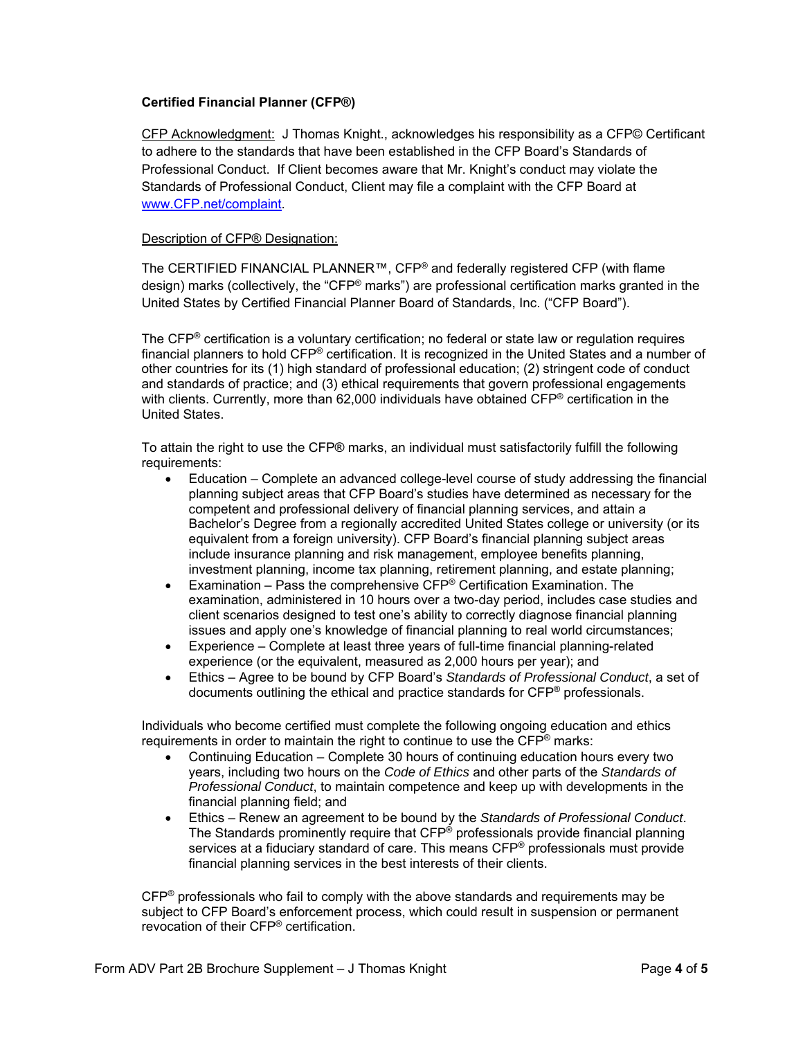**Certified Financial Planner (CFP®)**

CFP Acknowledgment: J Thomas Knight., acknowledges his responsibility as a CFP© Certificant to adhere to the standards that have been established in the CFP Board's Standards of Professional Conduct. If Client becomes aware that Mr. Knight's conduct may violate the Standards of Professional Conduct, Client may file a complaint with the CFP Board at www.CFP.net/complaint.

Description of CFP® Designation:

The CERTIFIED FINANCIAL PLANNER™, CFP® and federally registered CFP (with flame design) marks (collectively, the "CFP® marks") are professional certification marks granted in the United States by Certified Financial Planner Board of Standards, Inc. ("CFP Board").

The CFP® certification is a voluntary certification; no federal or state law or regulation requires financial planners to hold CFP® certification. It is recognized in the United States and a number of other countries for its (1) high standard of professional education; (2) stringent code of conduct and standards of practice; and (3) ethical requirements that govern professional engagements with clients. Currently, more than 62,000 individuals have obtained CFP® certification in the United States.

To attain the right to use the CFP® marks, an individual must satisfactorily fulfill the following requirements:

- Education – Complete an advanced college-level course of study addressing the financial planning subject areas that CFP Board's studies have determined as necessary for the competent and professional delivery of financial planning services, and attain a Bachelor's Degree from a regionally accredited United States college or university (or its equivalent from a foreign university). CFP Board's financial planning subject areas include insurance planning and risk management, employee benefits planning, investment planning, income tax planning, retirement planning, and estate planning;
- Examination – Pass the comprehensive CFP® Certification Examination. The examination, administered in 10 hours over a two-day period, includes case studies and client scenarios designed to test one's ability to correctly diagnose financial planning issues and apply one's knowledge of financial planning to real world circumstances;
- Experience – Complete at least three years of full-time financial planning-related experience (or the equivalent, measured as 2,000 hours per year); and
- Ethics – Agree to be bound by CFP Board's *Standards of Professional Conduct*, a set of documents outlining the ethical and practice standards for CFP® professionals.

Individuals who become certified must complete the following ongoing education and ethics requirements in order to maintain the right to continue to use the CFP® marks:

- Continuing Education – Complete 30 hours of continuing education hours every two years, including two hours on the *Code of Ethics* and other parts of the *Standards of Professional Conduct*, to maintain competence and keep up with developments in the financial planning field; and
- Ethics – Renew an agreement to be bound by the *Standards of Professional Conduct*. The Standards prominently require that CFP® professionals provide financial planning services at a fiduciary standard of care. This means CFP® professionals must provide financial planning services in the best interests of their clients.

CFP® professionals who fail to comply with the above standards and requirements may be subject to CFP Board's enforcement process, which could result in suspension or permanent revocation of their CFP® certification.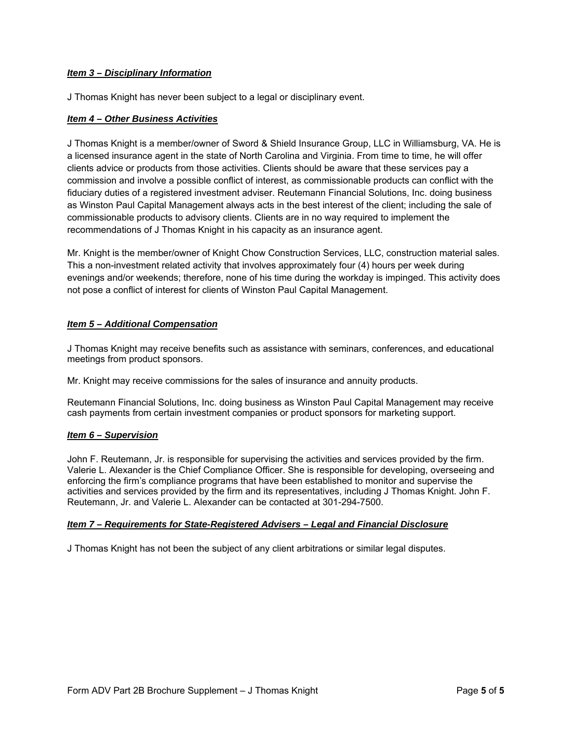### ***Item 3 – Disciplinary Information***

J Thomas Knight has never been subject to a legal or disciplinary event.

### ***Item 4 – Other Business Activities***

J Thomas Knight is a member/owner of Sword & Shield Insurance Group, LLC in Williamsburg, VA. He is a licensed insurance agent in the state of North Carolina and Virginia. From time to time, he will offer clients advice or products from those activities. Clients should be aware that these services pay a commission and involve a possible conflict of interest, as commissionable products can conflict with the fiduciary duties of a registered investment adviser. Reutemann Financial Solutions, Inc. doing business as Winston Paul Capital Management always acts in the best interest of the client; including the sale of commissionable products to advisory clients. Clients are in no way required to implement the recommendations of J Thomas Knight in his capacity as an insurance agent.

Mr. Knight is the member/owner of Knight Chow Construction Services, LLC, construction material sales. This a non-investment related activity that involves approximately four (4) hours per week during evenings and/or weekends; therefore, none of his time during the workday is impinged. This activity does not pose a conflict of interest for clients of Winston Paul Capital Management.

### ***Item 5 – Additional Compensation***

J Thomas Knight may receive benefits such as assistance with seminars, conferences, and educational meetings from product sponsors.

Mr. Knight may receive commissions for the sales of insurance and annuity products.

Reutemann Financial Solutions, Inc. doing business as Winston Paul Capital Management may receive cash payments from certain investment companies or product sponsors for marketing support.

### ***Item 6 – Supervision***

John F. Reutemann, Jr. is responsible for supervising the activities and services provided by the firm. Valerie L. Alexander is the Chief Compliance Officer. She is responsible for developing, overseeing and enforcing the firm's compliance programs that have been established to monitor and supervise the activities and services provided by the firm and its representatives, including J Thomas Knight. John F. Reutemann, Jr. and Valerie L. Alexander can be contacted at 301-294-7500.

### ***Item 7 – Requirements for State-Registered Advisers – Legal and Financial Disclosure***

J Thomas Knight has not been the subject of any client arbitrations or similar legal disputes.